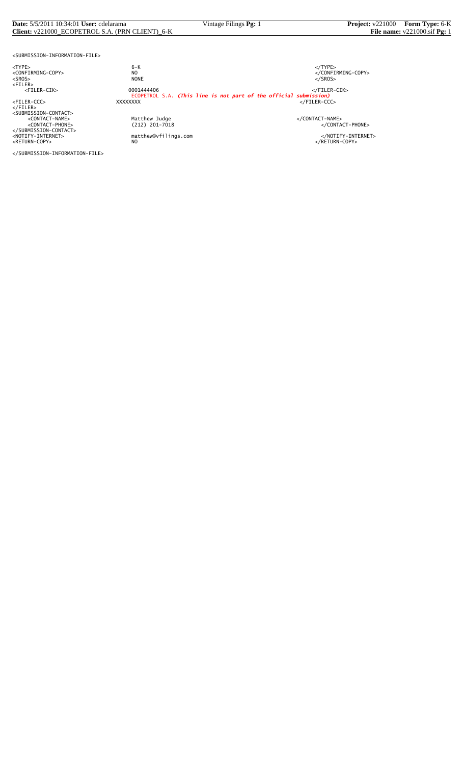```
<SUBMISSION-INFORMATION-FILE>

<TYPE>                      6-K                                                         </TYPE>
<CONFIRMING-COPY>           NO                                                          </CONFIRMING-COPY>
<SROS>                      NONE                                                        </SROS>
<FILER>
    <FILER-CIK>             0001444406                                                  </FILER-CIK>
                            ECOPETROL S.A. (This line is not part of the official submission)
<FILER-CCC>                 XXXXXXXX                                                    </FILER-CCC>
</FILER>
<SUBMISSION-CONTACT>
    <CONTACT-NAME>          Matthew Judge                                               </CONTACT-NAME>
    <CONTACT-PHONE>         (212) 201-7018                                              </CONTACT-PHONE>
</SUBMISSION-CONTACT>
<NOTIFY-INTERNET>           matthew@vfilings.com                                        </NOTIFY-INTERNET>
<RETURN-COPY>               NO                                                          </RETURN-COPY>

</SUBMISSION-INFORMATION-FILE>
```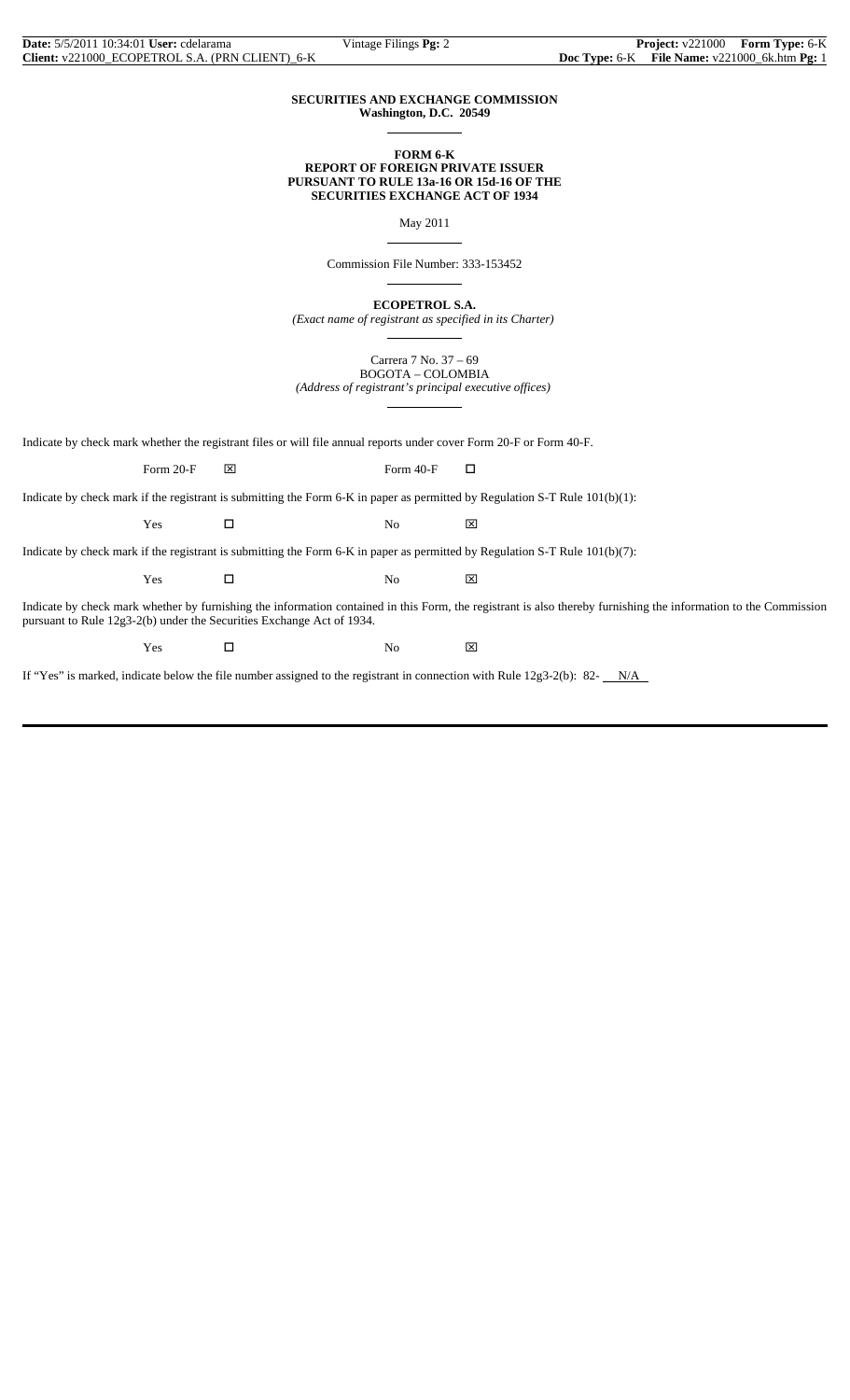**SECURITIES AND EXCHANGE COMMISSION**
**Washington, D.C. 20549**

**FORM 6-K**
**REPORT OF FOREIGN PRIVATE ISSUER**
**PURSUANT TO RULE 13a-16 OR 15d-16 OF THE**
**SECURITIES EXCHANGE ACT OF 1934**

May 2011

Commission File Number: 333-153452

**ECOPETROL S.A.**
*(Exact name of registrant as specified in its Charter)*

Carrera 7 No. 37 – 69
BOGOTA – COLOMBIA
*(Address of registrant's principal executive offices)*

Indicate by check mark whether the registrant files or will file annual reports under cover Form 20-F or Form 40-F.

Form 20-F ☒ Form 40-F ☐

Indicate by check mark if the registrant is submitting the Form 6-K in paper as permitted by Regulation S-T Rule 101(b)(1):

Yes ☐ No ☒

Indicate by check mark if the registrant is submitting the Form 6-K in paper as permitted by Regulation S-T Rule 101(b)(7):

Yes ☐ No ☒

Indicate by check mark whether by furnishing the information contained in this Form, the registrant is also thereby furnishing the information to the Commission pursuant to Rule 12g3-2(b) under the Securities Exchange Act of 1934.

Yes ☐ No ☒

If "Yes" is marked, indicate below the file number assigned to the registrant in connection with Rule 12g3-2(b): 82- N/A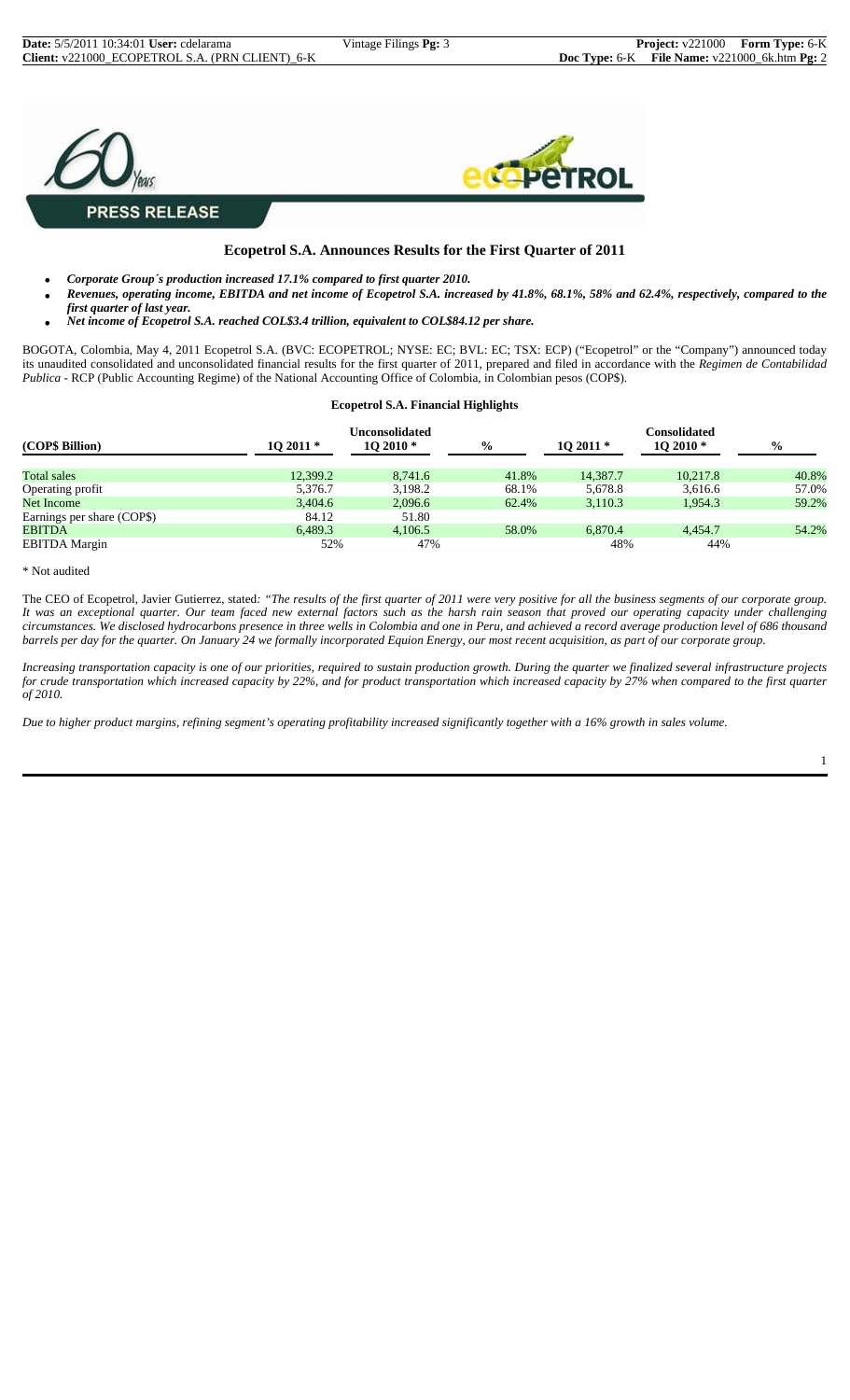**PRESS RELEASE**

## Ecopetrol S.A. Announces Results for the First Quarter of 2011

- ***Corporate Group´s production increased 17.1% compared to first quarter 2010.***
- ***Revenues, operating income, EBITDA and net income of Ecopetrol S.A. increased by 41.8%, 68.1%, 58% and 62.4%, respectively, compared to the first quarter of last year.***
- ***Net income of Ecopetrol S.A. reached COL$3.4 trillion, equivalent to COL$84.12 per share.***

BOGOTA, Colombia, May 4, 2011 Ecopetrol S.A. (BVC: ECOPETROL; NYSE: EC; BVL: EC; TSX: ECP) ("Ecopetrol" or the "Company") announced today its unaudited consolidated and unconsolidated financial results for the first quarter of 2011, prepared and filed in accordance with the *Regimen de Contabilidad Publica* - RCP (Public Accounting Regime) of the National Accounting Office of Colombia, in Colombian pesos (COP$).

**Ecopetrol S.A. Financial Highlights**

| (COP$ Billion) | Unconsolidated | | | Consolidated | | |
|---|---|---|---|---|---|---|
| | 1Q 2011 * | 1Q 2010 * | % | 1Q 2011 * | 1Q 2010 * | % |
| Total sales | 12,399.2 | 8,741.6 | 41.8% | 14,387.7 | 10,217.8 | 40.8% |
| Operating profit | 5,376.7 | 3,198.2 | 68.1% | 5,678.8 | 3,616.6 | 57.0% |
| Net Income | 3,404.6 | 2,096.6 | 62.4% | 3,110.3 | 1,954.3 | 59.2% |
| Earnings per share (COP$) | 84.12 | 51.80 | | | | |
| EBITDA | 6,489.3 | 4,106.5 | 58.0% | 6,870.4 | 4,454.7 | 54.2% |
| EBITDA Margin | 52% | 47% | | 48% | 44% | |

\* Not audited

The CEO of Ecopetrol, Javier Gutierrez, stated*: "The results of the first quarter of 2011 were very positive for all the business segments of our corporate group. It was an exceptional quarter. Our team faced new external factors such as the harsh rain season that proved our operating capacity under challenging circumstances. We disclosed hydrocarbons presence in three wells in Colombia and one in Peru, and achieved a record average production level of 686 thousand barrels per day for the quarter. On January 24 we formally incorporated Equion Energy, our most recent acquisition, as part of our corporate group.*

*Increasing transportation capacity is one of our priorities, required to sustain production growth. During the quarter we finalized several infrastructure projects for crude transportation which increased capacity by 22%, and for product transportation which increased capacity by 27% when compared to the first quarter of 2010.*

*Due to higher product margins, refining segment's operating profitability increased significantly together with a 16% growth in sales volume.*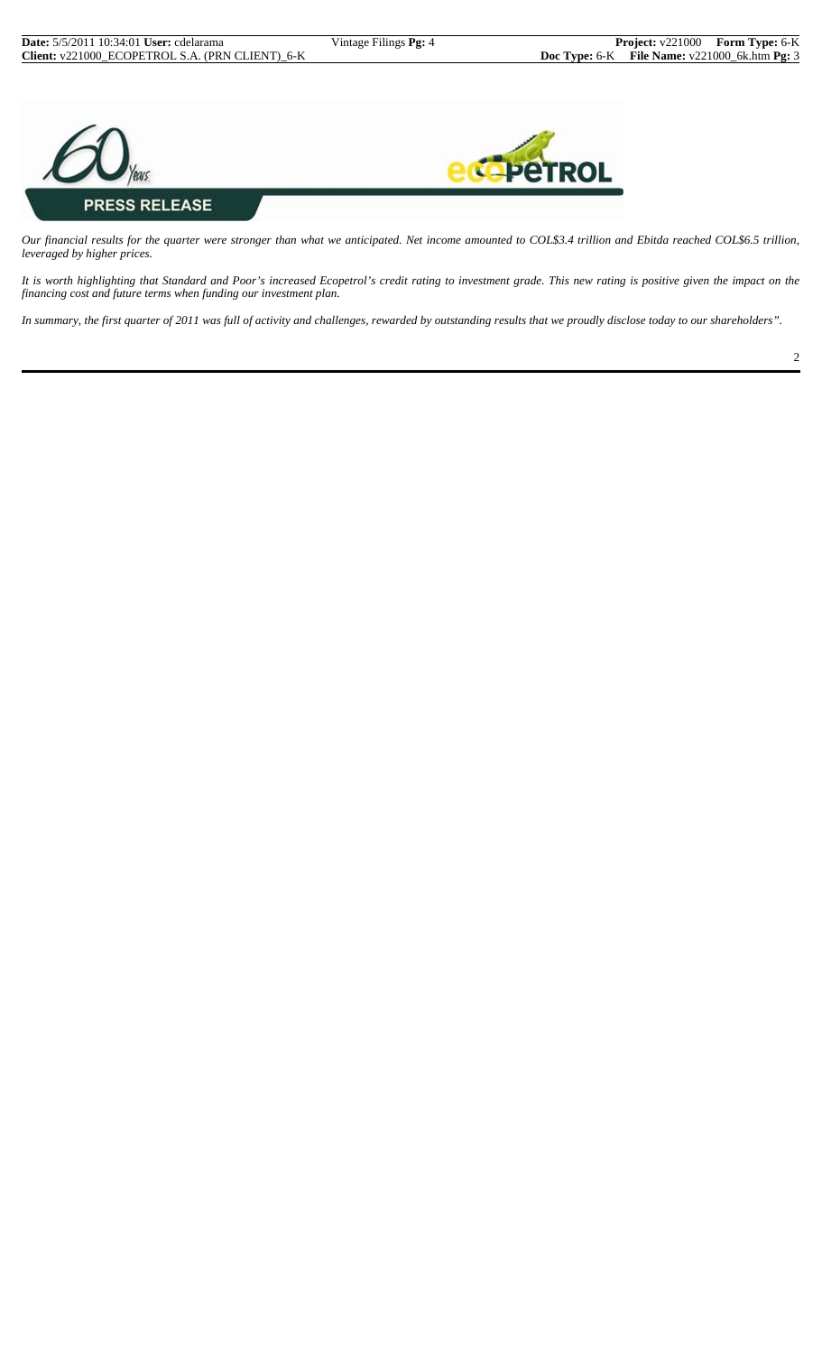*Our financial results for the quarter were stronger than what we anticipated. Net income amounted to COL$3.4 trillion and Ebitda reached COL$6.5 trillion, leveraged by higher prices.*

*It is worth highlighting that Standard and Poor's increased Ecopetrol's credit rating to investment grade. This new rating is positive given the impact on the financing cost and future terms when funding our investment plan.*

*In summary, the first quarter of 2011 was full of activity and challenges, rewarded by outstanding results that we proudly disclose today to our shareholders".*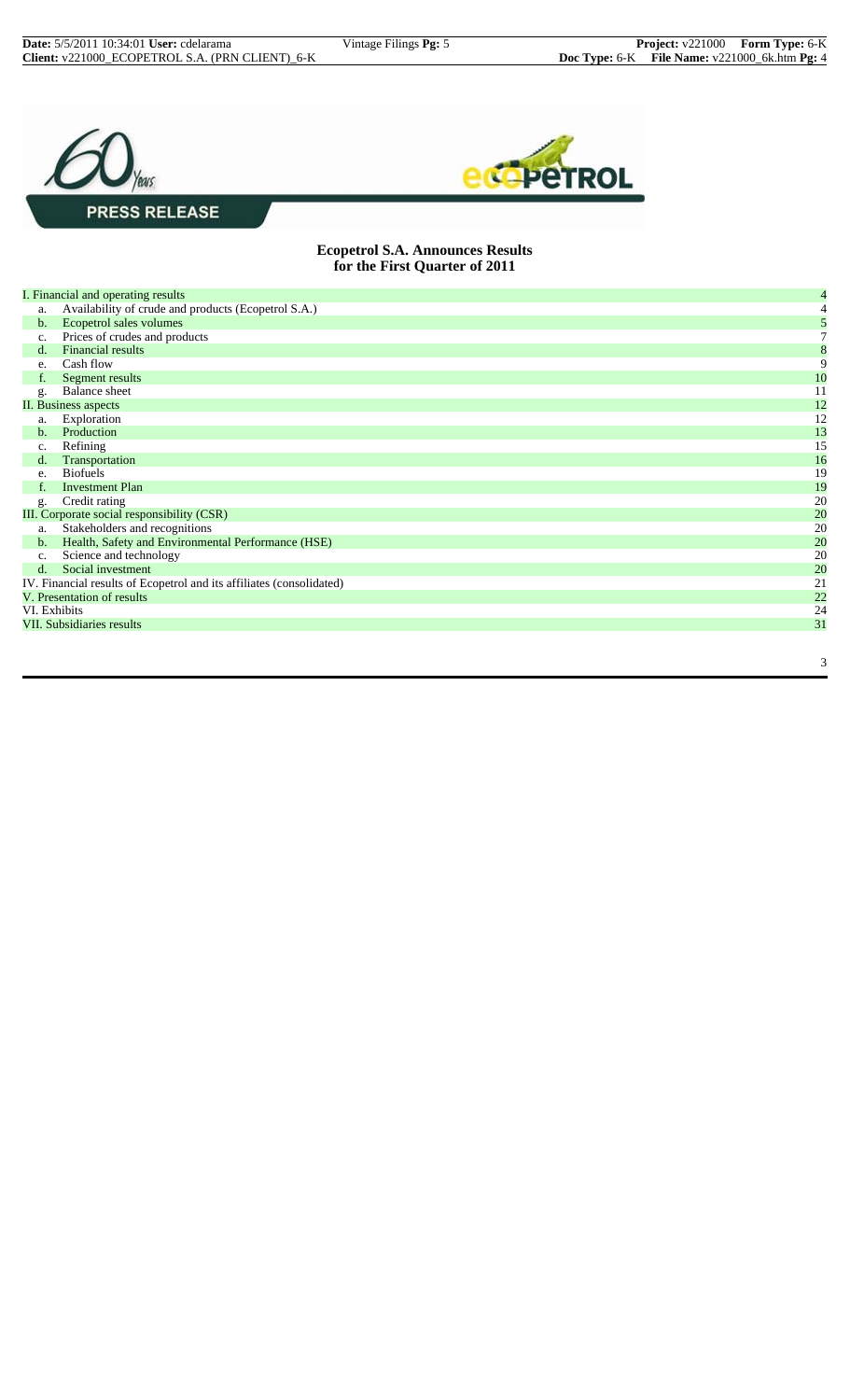PRESS RELEASE

**Ecopetrol S.A. Announces Results for the First Quarter of 2011**

| | |
|---|---|
| I. Financial and operating results | 4 |
| a. Availability of crude and products (Ecopetrol S.A.) | 4 |
| b. Ecopetrol sales volumes | 5 |
| c. Prices of crudes and products | 7 |
| d. Financial results | 8 |
| e. Cash flow | 9 |
| f. Segment results | 10 |
| g. Balance sheet | 11 |
| II. Business aspects | 12 |
| a. Exploration | 12 |
| b. Production | 13 |
| c. Refining | 15 |
| d. Transportation | 16 |
| e. Biofuels | 19 |
| f. Investment Plan | 19 |
| g. Credit rating | 20 |
| III. Corporate social responsibility (CSR) | 20 |
| a. Stakeholders and recognitions | 20 |
| b. Health, Safety and Environmental Performance (HSE) | 20 |
| c. Science and technology | 20 |
| d. Social investment | 20 |
| IV. Financial results of Ecopetrol and its affiliates (consolidated) | 21 |
| V. Presentation of results | 22 |
| VI. Exhibits | 24 |
| VII. Subsidiaries results | 31 |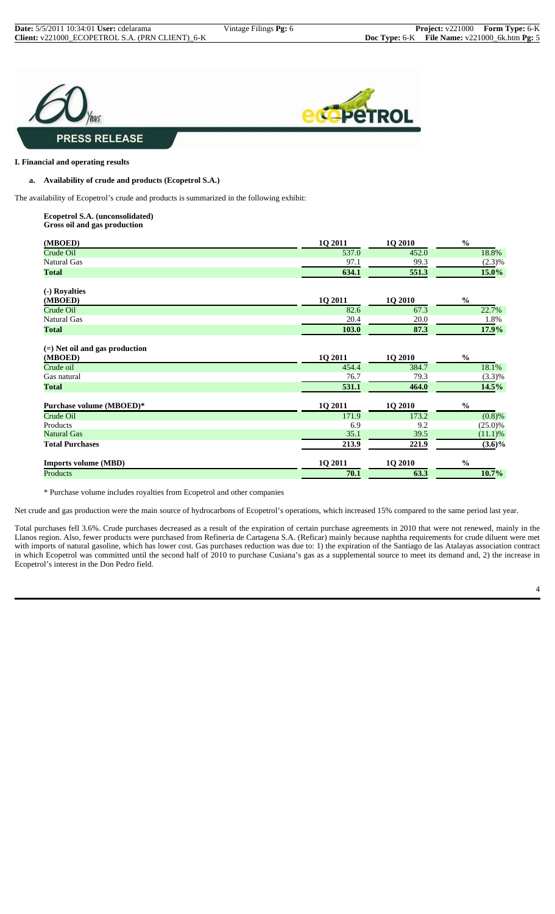**PRESS RELEASE**

## I. Financial and operating results

### a. Availability of crude and products (Ecopetrol S.A.)

The availability of Ecopetrol's crude and products is summarized in the following exhibit:

**Ecopetrol S.A. (unconsolidated)**
**Gross oil and gas production**

| (MBOED) | 1Q 2011 | 1Q 2010 | % |
|---|---|---|---|
| Crude Oil | 537.0 | 452.0 | 18.8% |
| Natural Gas | 97.1 | 99.3 | (2.3)% |
| **Total** | **634.1** | **551.3** | **15.0%** |

**(-) Royalties**

| (MBOED) | 1Q 2011 | 1Q 2010 | % |
|---|---|---|---|
| Crude Oil | 82.6 | 67.3 | 22.7% |
| Natural Gas | 20.4 | 20.0 | 1.8% |
| **Total** | **103.0** | **87.3** | **17.9%** |

**(=) Net oil and gas production**

| (MBOED) | 1Q 2011 | 1Q 2010 | % |
|---|---|---|---|
| Crude oil | 454.4 | 384.7 | 18.1% |
| Gas natural | 76.7 | 79.3 | (3.3)% |
| **Total** | **531.1** | **464.0** | **14.5%** |

| Purchase volume (MBOED)* | 1Q 2011 | 1Q 2010 | % |
|---|---|---|---|
| Crude Oil | 171.9 | 173.2 | (0.8)% |
| Products | 6.9 | 9.2 | (25.0)% |
| Natural Gas | 35.1 | 39.5 | (11.1)% |
| **Total Purchases** | **213.9** | **221.9** | **(3.6)%** |

| Imports volume (MBD) | 1Q 2011 | 1Q 2010 | % |
|---|---|---|---|
| Products | **70.1** | **63.3** | **10.7%** |

\* Purchase volume includes royalties from Ecopetrol and other companies

Net crude and gas production were the main source of hydrocarbons of Ecopetrol's operations, which increased 15% compared to the same period last year.

Total purchases fell 3.6%. Crude purchases decreased as a result of the expiration of certain purchase agreements in 2010 that were not renewed, mainly in the Llanos region. Also, fewer products were purchased from Refineria de Cartagena S.A. (Reficar) mainly because naphtha requirements for crude diluent were met with imports of natural gasoline, which has lower cost. Gas purchases reduction was due to: 1) the expiration of the Santiago de las Atalayas association contract in which Ecopetrol was committed until the second half of 2010 to purchase Cusiana's gas as a supplemental source to meet its demand and, 2) the increase in Ecopetrol's interest in the Don Pedro field.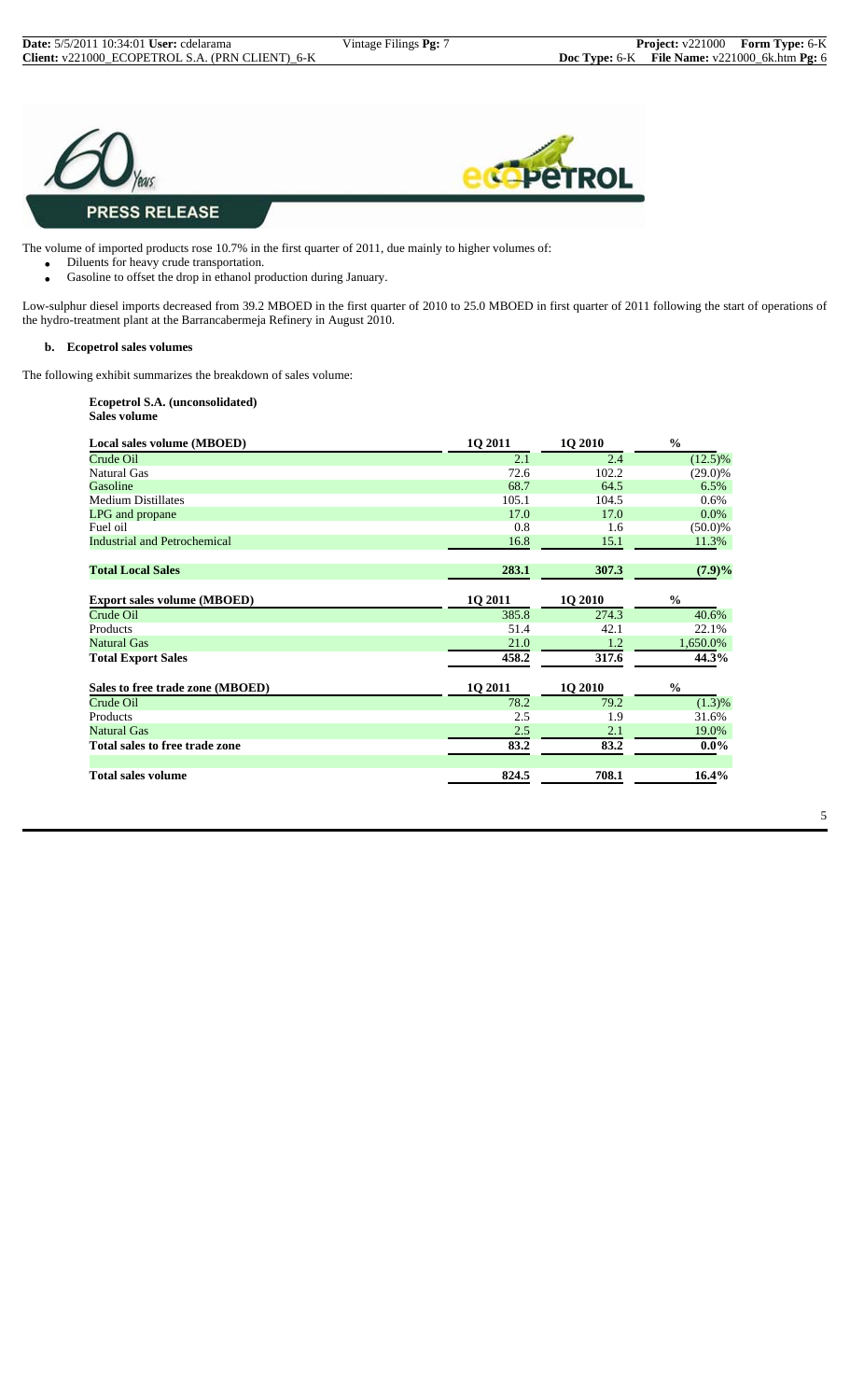The volume of imported products rose 10.7% in the first quarter of 2011, due mainly to higher volumes of:

- Diluents for heavy crude transportation.
- Gasoline to offset the drop in ethanol production during January.

Low-sulphur diesel imports decreased from 39.2 MBOED in the first quarter of 2010 to 25.0 MBOED in first quarter of 2011 following the start of operations of the hydro-treatment plant at the Barrancabermeja Refinery in August 2010.

### b. Ecopetrol sales volumes

The following exhibit summarizes the breakdown of sales volume:

**Ecopetrol S.A. (unconsolidated)**
**Sales volume**

| Local sales volume (MBOED) | 1Q 2011 | 1Q 2010 | % |
|---|---|---|---|
| Crude Oil | 2.1 | 2.4 | (12.5)% |
| Natural Gas | 72.6 | 102.2 | (29.0)% |
| Gasoline | 68.7 | 64.5 | 6.5% |
| Medium Distillates | 105.1 | 104.5 | 0.6% |
| LPG and propane | 17.0 | 17.0 | 0.0% |
| Fuel oil | 0.8 | 1.6 | (50.0)% |
| Industrial and Petrochemical | 16.8 | 15.1 | 11.3% |
| **Total Local Sales** | **283.1** | **307.3** | **(7.9)%** |
| **Export sales volume (MBOED)** | **1Q 2011** | **1Q 2010** | **%** |
| Crude Oil | 385.8 | 274.3 | 40.6% |
| Products | 51.4 | 42.1 | 22.1% |
| Natural Gas | 21.0 | 1.2 | 1,650.0% |
| **Total Export Sales** | **458.2** | **317.6** | **44.3%** |
| **Sales to free trade zone (MBOED)** | **1Q 2011** | **1Q 2010** | **%** |
| Crude Oil | 78.2 | 79.2 | (1.3)% |
| Products | 2.5 | 1.9 | 31.6% |
| Natural Gas | 2.5 | 2.1 | 19.0% |
| **Total sales to free trade zone** | **83.2** | **83.2** | **0.0%** |
| **Total sales volume** | **824.5** | **708.1** | **16.4%** |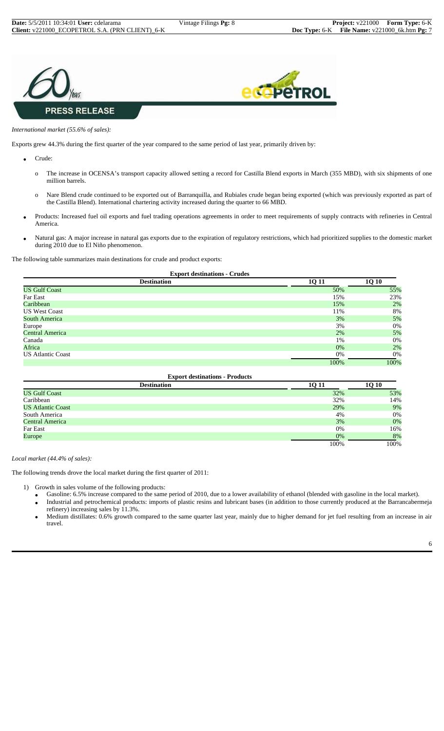**PRESS RELEASE**

*International market (55.6% of sales):*

Exports grew 44.3% during the first quarter of the year compared to the same period of last year, primarily driven by:

- Crude:
  - The increase in OCENSA's transport capacity allowed setting a record for Castilla Blend exports in March (355 MBD), with six shipments of one million barrels.
  - Nare Blend crude continued to be exported out of Barranquilla, and Rubiales crude began being exported (which was previously exported as part of the Castilla Blend). International chartering activity increased during the quarter to 66 MBD.
- Products: Increased fuel oil exports and fuel trading operations agreements in order to meet requirements of supply contracts with refineries in Central America.
- Natural gas: A major increase in natural gas exports due to the expiration of regulatory restrictions, which had prioritized supplies to the domestic market during 2010 due to El Niño phenomenon.

The following table summarizes main destinations for crude and product exports:

**Export destinations - Crudes**

| Destination | 1Q 11 | 1Q 10 |
|---|---|---|
| US Gulf Coast | 50% | 55% |
| Far East | 15% | 23% |
| Caribbean | 15% | 2% |
| US West Coast | 11% | 8% |
| South America | 3% | 5% |
| Europe | 3% | 0% |
| Central America | 2% | 5% |
| Canada | 1% | 0% |
| Africa | 0% | 2% |
| US Atlantic Coast | 0% | 0% |
| | 100% | 100% |

**Export destinations - Products**

| Destination | 1Q 11 | 1Q 10 |
|---|---|---|
| US Gulf Coast | 32% | 53% |
| Caribbean | 32% | 14% |
| US Atlantic Coast | 29% | 9% |
| South America | 4% | 0% |
| Central America | 3% | 0% |
| Far East | 0% | 16% |
| Europe | 0% | 8% |
| | 100% | 100% |

*Local market (44.4% of sales):*

The following trends drove the local market during the first quarter of 2011:

1) Growth in sales volume of the following products:
   - Gasoline: 6.5% increase compared to the same period of 2010, due to a lower availability of ethanol (blended with gasoline in the local market).
   - Industrial and petrochemical products: imports of plastic resins and lubricant bases (in addition to those currently produced at the Barrancabermeja refinery) increasing sales by 11.3%.
   - Medium distillates: 0.6% growth compared to the same quarter last year, mainly due to higher demand for jet fuel resulting from an increase in air travel.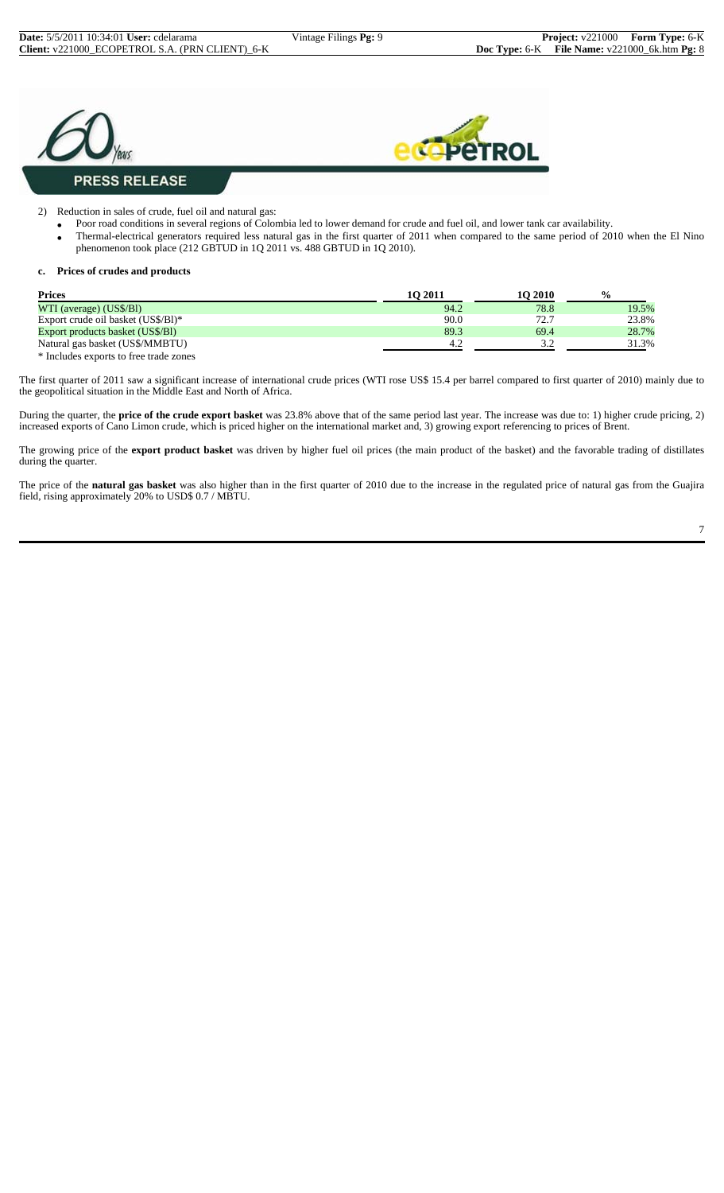2) Reduction in sales of crude, fuel oil and natural gas:

- Poor road conditions in several regions of Colombia led to lower demand for crude and fuel oil, and lower tank car availability.
- Thermal-electrical generators required less natural gas in the first quarter of 2011 when compared to the same period of 2010 when the El Nino phenomenon took place (212 GBTUD in 1Q 2011 vs. 488 GBTUD in 1Q 2010).

### c. Prices of crudes and products

| Prices | 1Q 2011 | 1Q 2010 | % |
|---|---|---|---|
| WTI (average) (US$/Bl) | 94.2 | 78.8 | 19.5% |
| Export crude oil basket (US$/Bl)* | 90.0 | 72.7 | 23.8% |
| Export products basket (US$/Bl) | 89.3 | 69.4 | 28.7% |
| Natural gas basket (US$/MMBTU) | 4.2 | 3.2 | 31.3% |

* Includes exports to free trade zones

The first quarter of 2011 saw a significant increase of international crude prices (WTI rose US$ 15.4 per barrel compared to first quarter of 2010) mainly due to the geopolitical situation in the Middle East and North of Africa.

During the quarter, the **price of the crude export basket** was 23.8% above that of the same period last year. The increase was due to: 1) higher crude pricing, 2) increased exports of Cano Limon crude, which is priced higher on the international market and, 3) growing export referencing to prices of Brent.

The growing price of the **export product basket** was driven by higher fuel oil prices (the main product of the basket) and the favorable trading of distillates during the quarter.

The price of the **natural gas basket** was also higher than in the first quarter of 2010 due to the increase in the regulated price of natural gas from the Guajira field, rising approximately 20% to USD$ 0.7 / MBTU.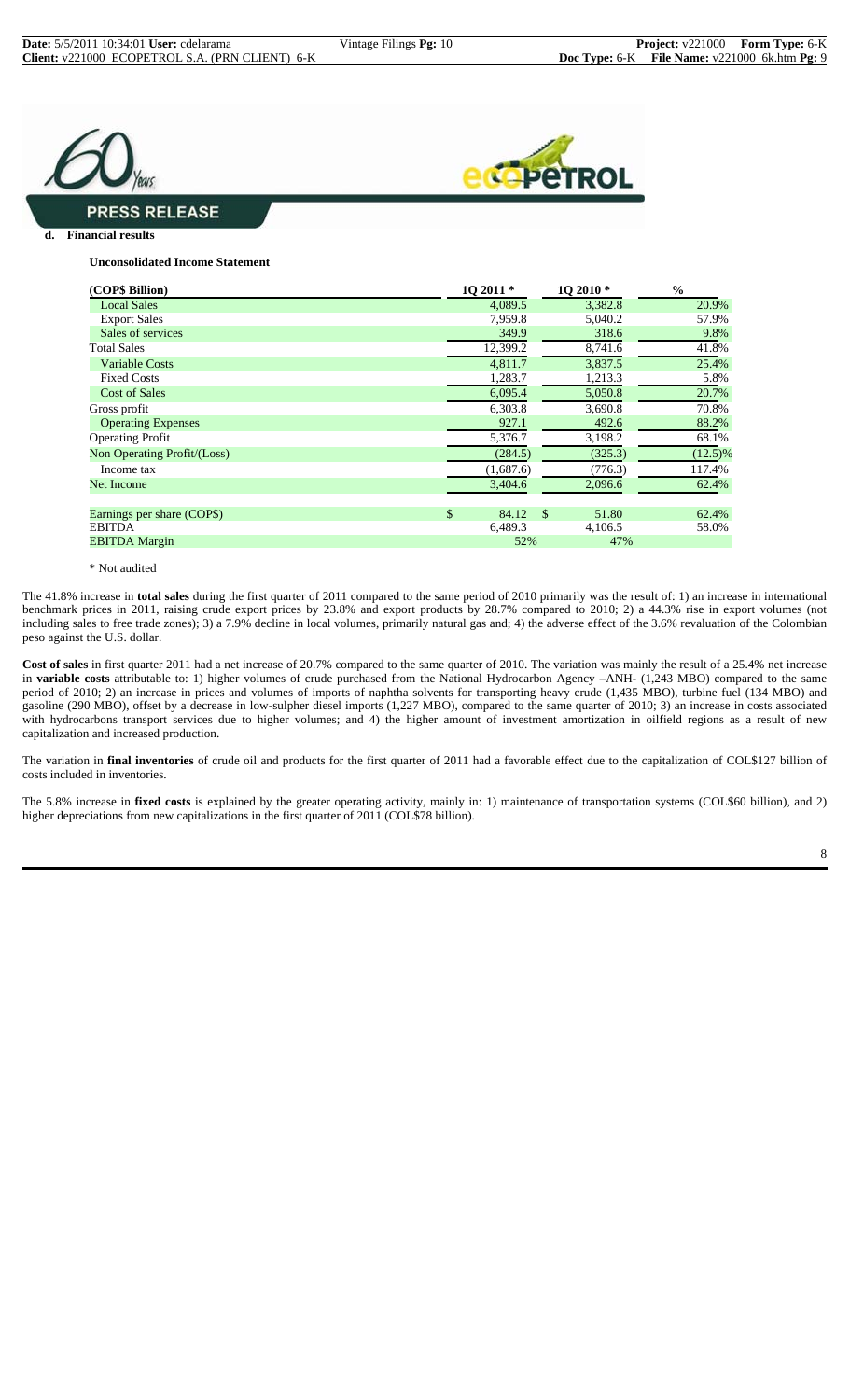**PRESS RELEASE**

**d. Financial results**

**Unconsolidated Income Statement**

| (COP$ Billion) | 1Q 2011 * | 1Q 2010 * | % |
|---|---|---|---|
| Local Sales | 4,089.5 | 3,382.8 | 20.9% |
| Export Sales | 7,959.8 | 5,040.2 | 57.9% |
| Sales of services | 349.9 | 318.6 | 9.8% |
| Total Sales | 12,399.2 | 8,741.6 | 41.8% |
| Variable Costs | 4,811.7 | 3,837.5 | 25.4% |
| Fixed Costs | 1,283.7 | 1,213.3 | 5.8% |
| Cost of Sales | 6,095.4 | 5,050.8 | 20.7% |
| Gross profit | 6,303.8 | 3,690.8 | 70.8% |
| Operating Expenses | 927.1 | 492.6 | 88.2% |
| Operating Profit | 5,376.7 | 3,198.2 | 68.1% |
| Non Operating Profit/(Loss) | (284.5) | (325.3) | (12.5)% |
| Income tax | (1,687.6) | (776.3) | 117.4% |
| Net Income | 3,404.6 | 2,096.6 | 62.4% |
| | | | |
| Earnings per share (COP$) | $ 84.12 | $ 51.80 | 62.4% |
| EBITDA | 6,489.3 | 4,106.5 | 58.0% |
| EBITDA Margin | 52% | 47% | |

\* Not audited

The 41.8% increase in **total sales** during the first quarter of 2011 compared to the same period of 2010 primarily was the result of: 1) an increase in international benchmark prices in 2011, raising crude export prices by 23.8% and export products by 28.7% compared to 2010; 2) a 44.3% rise in export volumes (not including sales to free trade zones); 3) a 7.9% decline in local volumes, primarily natural gas and; 4) the adverse effect of the 3.6% revaluation of the Colombian peso against the U.S. dollar.

**Cost of sales** in first quarter 2011 had a net increase of 20.7% compared to the same quarter of 2010. The variation was mainly the result of a 25.4% net increase in **variable costs** attributable to: 1) higher volumes of crude purchased from the National Hydrocarbon Agency –ANH- (1,243 MBO) compared to the same period of 2010; 2) an increase in prices and volumes of imports of naphtha solvents for transporting heavy crude (1,435 MBO), turbine fuel (134 MBO) and gasoline (290 MBO), offset by a decrease in low-sulpher diesel imports (1,227 MBO), compared to the same quarter of 2010; 3) an increase in costs associated with hydrocarbons transport services due to higher volumes; and 4) the higher amount of investment amortization in oilfield regions as a result of new capitalization and increased production.

The variation in **final inventories** of crude oil and products for the first quarter of 2011 had a favorable effect due to the capitalization of COL$127 billion of costs included in inventories.

The 5.8% increase in **fixed costs** is explained by the greater operating activity, mainly in: 1) maintenance of transportation systems (COL$60 billion), and 2) higher depreciations from new capitalizations in the first quarter of 2011 (COL$78 billion).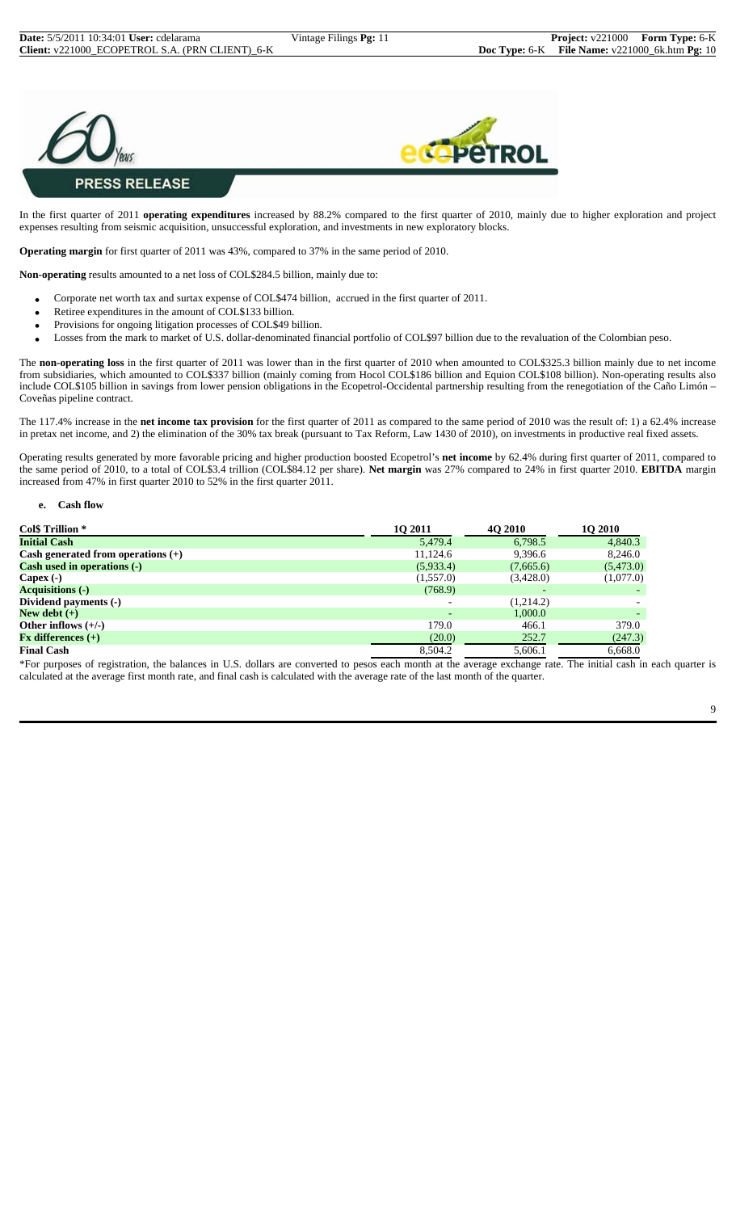In the first quarter of 2011 **operating expenditures** increased by 88.2% compared to the first quarter of 2010, mainly due to higher exploration and project expenses resulting from seismic acquisition, unsuccessful exploration, and investments in new exploratory blocks.

**Operating margin** for first quarter of 2011 was 43%, compared to 37% in the same period of 2010.

**Non-operating** results amounted to a net loss of COL$284.5 billion, mainly due to:

- Corporate net worth tax and surtax expense of COL$474 billion, accrued in the first quarter of 2011.
- Retiree expenditures in the amount of COL$133 billion.
- Provisions for ongoing litigation processes of COL$49 billion.
- Losses from the mark to market of U.S. dollar-denominated financial portfolio of COL$97 billion due to the revaluation of the Colombian peso.

The **non-operating loss** in the first quarter of 2011 was lower than in the first quarter of 2010 when amounted to COL$325.3 billion mainly due to net income from subsidiaries, which amounted to COL$337 billion (mainly coming from Hocol COL$186 billion and Equion COL$108 billion). Non-operating results also include COL$105 billion in savings from lower pension obligations in the Ecopetrol-Occidental partnership resulting from the renegotiation of the Caño Limón – Coveñas pipeline contract.

The 117.4% increase in the **net income tax provision** for the first quarter of 2011 as compared to the same period of 2010 was the result of: 1) a 62.4% increase in pretax net income, and 2) the elimination of the 30% tax break (pursuant to Tax Reform, Law 1430 of 2010), on investments in productive real fixed assets.

Operating results generated by more favorable pricing and higher production boosted Ecopetrol's **net income** by 62.4% during first quarter of 2011, compared to the same period of 2010, to a total of COL$3.4 trillion (COL$84.12 per share). **Net margin** was 27% compared to 24% in first quarter 2010. **EBITDA** margin increased from 47% in first quarter 2010 to 52% in the first quarter 2011.

**e. Cash flow**

| **Col$ Trillion \*** | **1Q 2011** | **4Q 2010** | **1Q 2010** |
|---|---|---|---|
| **Initial Cash** | 5,479.4 | 6,798.5 | 4,840.3 |
| **Cash generated from operations (+)** | 11,124.6 | 9,396.6 | 8,246.0 |
| **Cash used in operations (-)** | (5,933.4) | (7,665.6) | (5,473.0) |
| **Capex (-)** | (1,557.0) | (3,428.0) | (1,077.0) |
| **Acquisitions (-)** | (768.9) | - | - |
| **Dividend payments (-)** | - | (1,214.2) | - |
| **New debt (+)** | - | 1,000.0 | - |
| **Other inflows (+/-)** | 179.0 | 466.1 | 379.0 |
| **Fx differences (+)** | (20.0) | 252.7 | (247.3) |
| **Final Cash** | 8,504.2 | 5,606.1 | 6,668.0 |

\*For purposes of registration, the balances in U.S. dollars are converted to pesos each month at the average exchange rate. The initial cash in each quarter is calculated at the average first month rate, and final cash is calculated with the average rate of the last month of the quarter.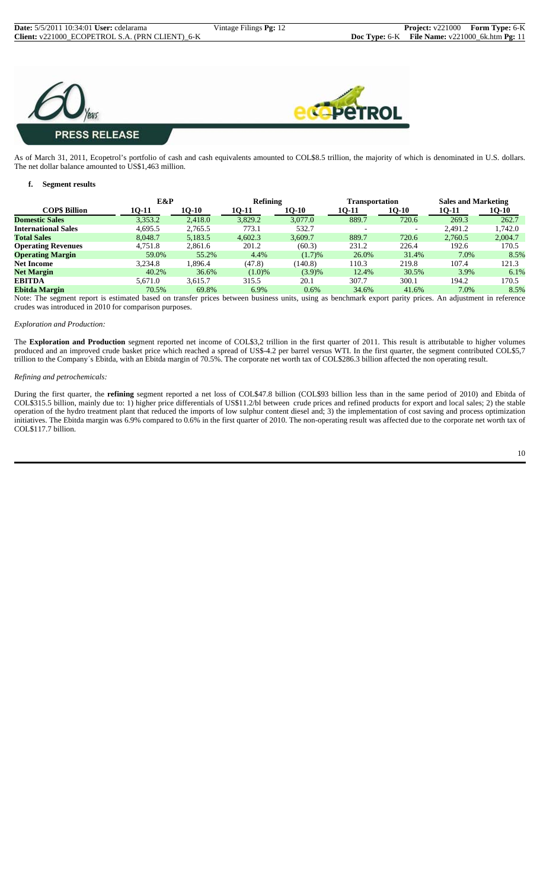PRESS RELEASE

As of March 31, 2011, Ecopetrol's portfolio of cash and cash equivalents amounted to COL$8.5 trillion, the majority of which is denominated in U.S. dollars. The net dollar balance amounted to US$1,463 million.

**f. Segment results**

| COP$ Billion | E&P | | Refining | | Transportation | | Sales and Marketing | |
|---|---|---|---|---|---|---|---|---|
| | 1Q-11 | 1Q-10 | 1Q-11 | 1Q-10 | 1Q-11 | 1Q-10 | 1Q-11 | 1Q-10 |
| **Domestic Sales** | 3,353.2 | 2,418.0 | 3,829.2 | 3,077.0 | 889.7 | 720.6 | 269.3 | 262.7 |
| **International Sales** | 4,695.5 | 2,765.5 | 773.1 | 532.7 | - | - | 2,491.2 | 1,742.0 |
| **Total Sales** | 8,048.7 | 5,183.5 | 4,602.3 | 3,609.7 | 889.7 | 720.6 | 2,760.5 | 2,004.7 |
| **Operating Revenues** | 4,751.8 | 2,861.6 | 201.2 | (60.3) | 231.2 | 226.4 | 192.6 | 170.5 |
| **Operating Margin** | 59.0% | 55.2% | 4.4% | (1.7)% | 26.0% | 31.4% | 7.0% | 8.5% |
| **Net Income** | 3,234.8 | 1,896.4 | (47.8) | (140.8) | 110.3 | 219.8 | 107.4 | 121.3 |
| **Net Margin** | 40.2% | 36.6% | (1.0)% | (3.9)% | 12.4% | 30.5% | 3.9% | 6.1% |
| **EBITDA** | 5,671.0 | 3,615.7 | 315.5 | 20.1 | 307.7 | 300.1 | 194.2 | 170.5 |
| **Ebitda Margin** | 70.5% | 69.8% | 6.9% | 0.6% | 34.6% | 41.6% | 7.0% | 8.5% |

Note: The segment report is estimated based on transfer prices between business units, using as benchmark export parity prices. An adjustment in reference crudes was introduced in 2010 for comparison purposes.

*Exploration and Production:*

The **Exploration and Production** segment reported net income of COL$3,2 trillion in the first quarter of 2011. This result is attributable to higher volumes produced and an improved crude basket price which reached a spread of US$-4.2 per barrel versus WTI. In the first quarter, the segment contributed COL$5,7 trillion to the Company´s Ebitda, with an Ebitda margin of 70.5%. The corporate net worth tax of COL$286.3 billion affected the non operating result.

*Refining and petrochemicals:*

During the first quarter, the **refining** segment reported a net loss of COL$47.8 billion (COL$93 billion less than in the same period of 2010) and Ebitda of COL$315.5 billion, mainly due to: 1) higher price differentials of US$11.2/bl between crude prices and refined products for export and local sales; 2) the stable operation of the hydro treatment plant that reduced the imports of low sulphur content diesel and; 3) the implementation of cost saving and process optimization initiatives. The Ebitda margin was 6.9% compared to 0.6% in the first quarter of 2010. The non-operating result was affected due to the corporate net worth tax of COL$117.7 billion.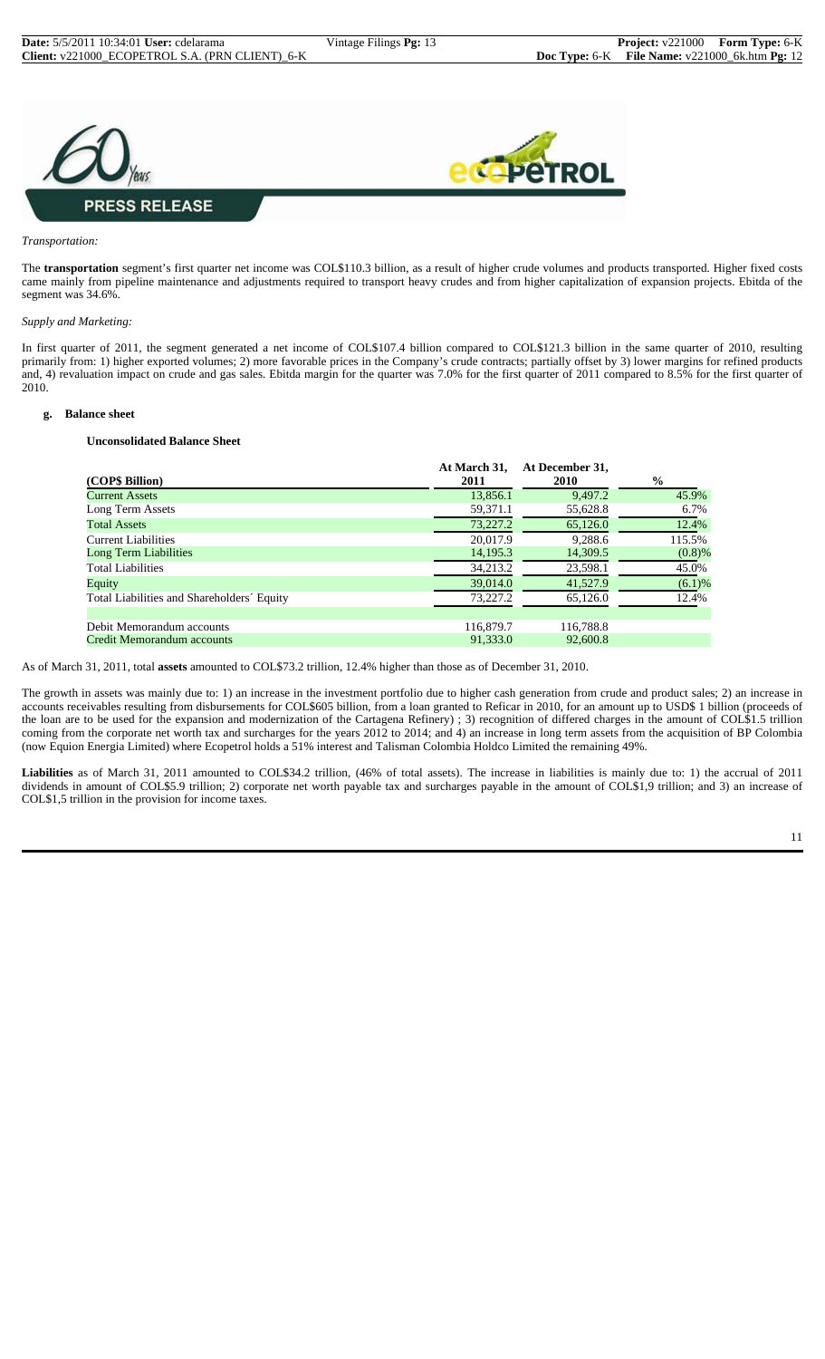*Transportation:*

The **transportation** segment's first quarter net income was COL$110.3 billion, as a result of higher crude volumes and products transported. Higher fixed costs came mainly from pipeline maintenance and adjustments required to transport heavy crudes and from higher capitalization of expansion projects. Ebitda of the segment was 34.6%.

*Supply and Marketing:*

In first quarter of 2011, the segment generated a net income of COL$107.4 billion compared to COL$121.3 billion in the same quarter of 2010, resulting primarily from: 1) higher exported volumes; 2) more favorable prices in the Company's crude contracts; partially offset by 3) lower margins for refined products and, 4) revaluation impact on crude and gas sales. Ebitda margin for the quarter was 7.0% for the first quarter of 2011 compared to 8.5% for the first quarter of 2010.

## g. Balance sheet

**Unconsolidated Balance Sheet**

| (COP$ Billion) | At March 31, 2011 | At December 31, 2010 | % |
|---|---|---|---|
| Current Assets | 13,856.1 | 9,497.2 | 45.9% |
| Long Term Assets | 59,371.1 | 55,628.8 | 6.7% |
| Total Assets | 73,227.2 | 65,126.0 | 12.4% |
| Current Liabilities | 20,017.9 | 9,288.6 | 115.5% |
| Long Term Liabilities | 14,195.3 | 14,309.5 | (0.8)% |
| Total Liabilities | 34,213.2 | 23,598.1 | 45.0% |
| Equity | 39,014.0 | 41,527.9 | (6.1)% |
| Total Liabilities and Shareholders´ Equity | 73,227.2 | 65,126.0 | 12.4% |
| | | | |
| Debit Memorandum accounts | 116,879.7 | 116,788.8 | |
| Credit Memorandum accounts | 91,333.0 | 92,600.8 | |

As of March 31, 2011, total **assets** amounted to COL$73.2 trillion, 12.4% higher than those as of December 31, 2010.

The growth in assets was mainly due to: 1) an increase in the investment portfolio due to higher cash generation from crude and product sales; 2) an increase in accounts receivables resulting from disbursements for COL$605 billion, from a loan granted to Reficar in 2010, for an amount up to USD$ 1 billion (proceeds of the loan are to be used for the expansion and modernization of the Cartagena Refinery) ; 3) recognition of differed charges in the amount of COL$1.5 trillion coming from the corporate net worth tax and surcharges for the years 2012 to 2014; and 4) an increase in long term assets from the acquisition of BP Colombia (now Equion Energia Limited) where Ecopetrol holds a 51% interest and Talisman Colombia Holdco Limited the remaining 49%.

**Liabilities** as of March 31, 2011 amounted to COL$34.2 trillion, (46% of total assets). The increase in liabilities is mainly due to: 1) the accrual of 2011 dividends in amount of COL$5.9 trillion; 2) corporate net worth payable tax and surcharges payable in the amount of COL$1,9 trillion; and 3) an increase of COL$1,5 trillion in the provision for income taxes.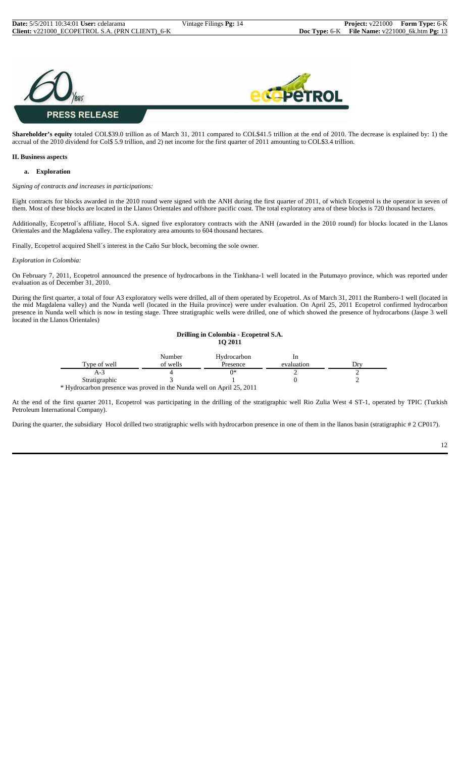**PRESS RELEASE**

**Shareholder's equity** totaled COL$39.0 trillion as of March 31, 2011 compared to COL$41.5 trillion at the end of 2010. The decrease is explained by: 1) the accrual of the 2010 dividend for Col$ 5.9 trillion, and 2) net income for the first quarter of 2011 amounting to COL$3.4 trillion.

## II. Business aspects

### a. Exploration

*Signing of contracts and increases in participations:*

Eight contracts for blocks awarded in the 2010 round were signed with the ANH during the first quarter of 2011, of which Ecopetrol is the operator in seven of them. Most of these blocks are located in the Llanos Orientales and offshore pacific coast. The total exploratory area of these blocks is 720 thousand hectares.

Additionally, Ecopetrol´s affiliate, Hocol S.A. signed five exploratory contracts with the ANH (awarded in the 2010 round) for blocks located in the Llanos Orientales and the Magdalena valley. The exploratory area amounts to 604 thousand hectares.

Finally, Ecopetrol acquired Shell´s interest in the Caño Sur block, becoming the sole owner.

*Exploration in Colombia:*

On February 7, 2011, Ecopetrol announced the presence of hydrocarbons in the Tinkhana-1 well located in the Putumayo province, which was reported under evaluation as of December 31, 2010.

During the first quarter, a total of four A3 exploratory wells were drilled, all of them operated by Ecopetrol. As of March 31, 2011 the Rumbero-1 well (located in the mid Magdalena valley) and the Nunda well (located in the Huila province) were under evaluation. On April 25, 2011 Ecopetrol confirmed hydrocarbon presence in Nunda well which is now in testing stage. Three stratigraphic wells were drilled, one of which showed the presence of hydrocarbons (Jaspe 3 well located in the Llanos Orientales)

**Drilling in Colombia - Ecopetrol S.A.**
**1Q 2011**

| Type of well | Number of wells | Hydrocarbon Presence | In evaluation | Dry |
|---|---|---|---|---|
| A-3 | 4 | 0* | 2 | 2 |
| Stratigraphic | 3 | 1 | 0 | 2 |

\* Hydrocarbon presence was proved in the Nunda well on April 25, 2011

At the end of the first quarter 2011, Ecopetrol was participating in the drilling of the stratigraphic well Rio Zulia West 4 ST-1, operated by TPIC (Turkish Petroleum International Company).

During the quarter, the subsidiary Hocol drilled two stratigraphic wells with hydrocarbon presence in one of them in the llanos basin (stratigraphic # 2 CP017).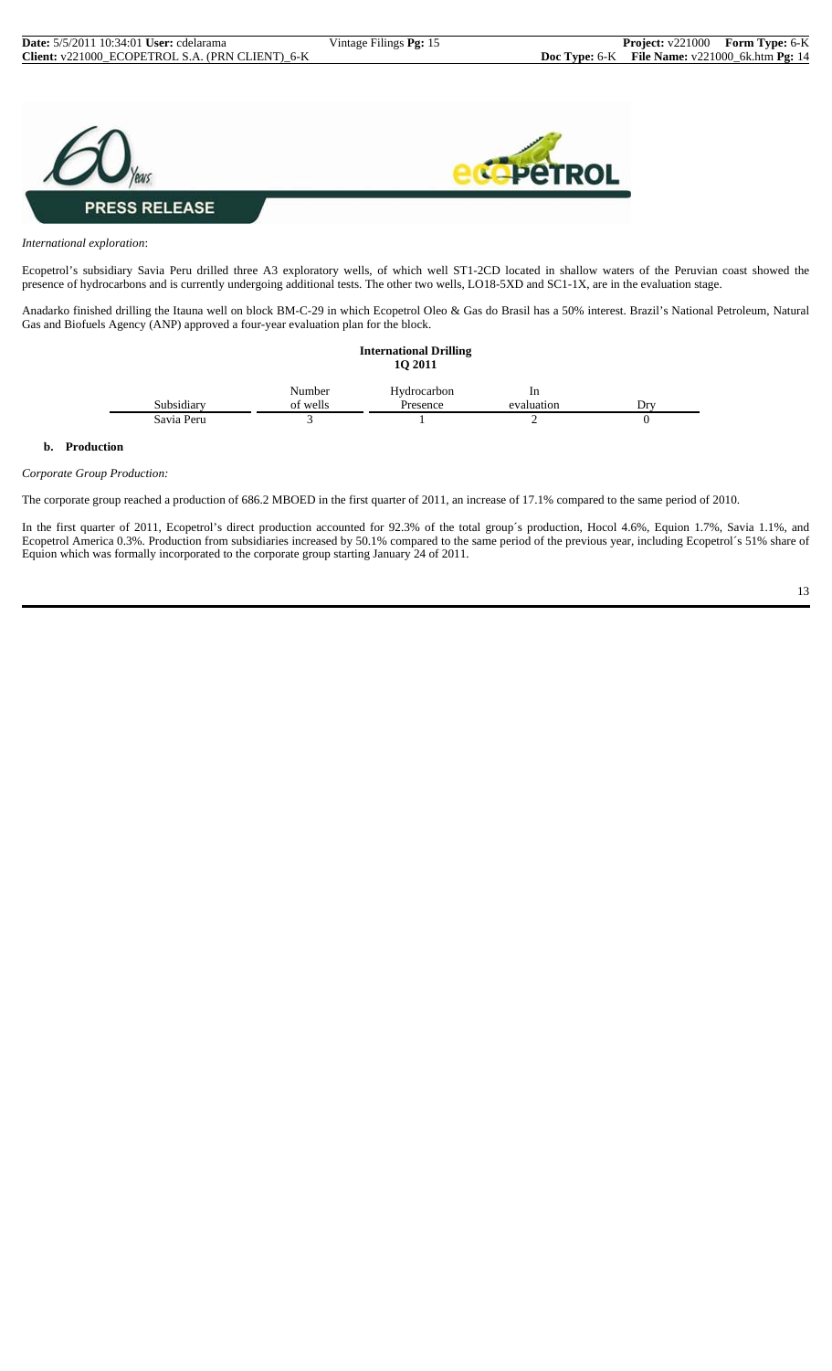*International exploration*:

Ecopetrol's subsidiary Savia Peru drilled three A3 exploratory wells, of which well ST1-2CD located in shallow waters of the Peruvian coast showed the presence of hydrocarbons and is currently undergoing additional tests. The other two wells, LO18-5XD and SC1-1X, are in the evaluation stage.

Anadarko finished drilling the Itauna well on block BM-C-29 in which Ecopetrol Oleo & Gas do Brasil has a 50% interest. Brazil's National Petroleum, Natural Gas and Biofuels Agency (ANP) approved a four-year evaluation plan for the block.

**International Drilling**
**1Q 2011**

| Subsidiary | Number of wells | Hydrocarbon Presence | In evaluation | Dry |
|---|---|---|---|---|
| Savia Peru | 3 | 1 | 2 | 0 |

**b. Production**

*Corporate Group Production:*

The corporate group reached a production of 686.2 MBOED in the first quarter of 2011, an increase of 17.1% compared to the same period of 2010.

In the first quarter of 2011, Ecopetrol's direct production accounted for 92.3% of the total group´s production, Hocol 4.6%, Equion 1.7%, Savia 1.1%, and Ecopetrol America 0.3%. Production from subsidiaries increased by 50.1% compared to the same period of the previous year, including Ecopetrol´s 51% share of Equion which was formally incorporated to the corporate group starting January 24 of 2011.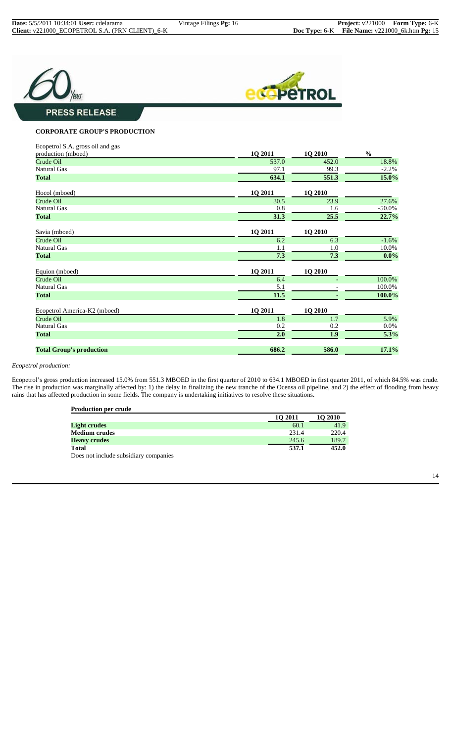**PRESS RELEASE**

**CORPORATE GROUP'S PRODUCTION**

| Ecopetrol S.A. gross oil and gas production (mboed) | 1Q 2011 | 1Q 2010 | % |
|---|---|---|---|
| Crude Oil | 537.0 | 452.0 | 18.8% |
| Natural Gas | 97.1 | 99.3 | -2.2% |
| **Total** | **634.1** | **551.3** | **15.0%** |
| Hocol (mboed) | 1Q 2011 | 1Q 2010 | |
| Crude Oil | 30.5 | 23.9 | 27.6% |
| Natural Gas | 0.8 | 1.6 | -50.0% |
| **Total** | **31.3** | **25.5** | **22.7%** |
| Savia (mboed) | 1Q 2011 | 1Q 2010 | |
| Crude Oil | 6.2 | 6.3 | -1.6% |
| Natural Gas | 1.1 | 1.0 | 10.0% |
| **Total** | **7.3** | **7.3** | **0.0%** |
| Equion (mboed) | 1Q 2011 | 1Q 2010 | |
| Crude Oil | 6.4 | - | 100.0% |
| Natural Gas | 5.1 | - | 100.0% |
| **Total** | **11.5** | **-** | **100.0%** |
| Ecopetrol America-K2 (mboed) | 1Q 2011 | 1Q 2010 | |
| Crude Oil | 1.8 | 1.7 | 5.9% |
| Natural Gas | 0.2 | 0.2 | 0.0% |
| **Total** | **2.0** | **1.9** | **5.3%** |
| **Total Group's production** | **686.2** | **586.0** | **17.1%** |

*Ecopetrol production:*

Ecopetrol's gross production increased 15.0% from 551.3 MBOED in the first quarter of 2010 to 634.1 MBOED in first quarter 2011, of which 84.5% was crude. The rise in production was marginally affected by: 1) the delay in finalizing the new tranche of the Ocensa oil pipeline, and 2) the effect of flooding from heavy rains that has affected production in some fields. The company is undertaking initiatives to resolve these situations.

**Production per crude**

| | 1Q 2011 | 1Q 2010 |
|---|---|---|
| **Light crudes** | 60.1 | 41.9 |
| **Medium crudes** | 231.4 | 220.4 |
| **Heavy crudes** | 245.6 | 189.7 |
| **Total** | **537.1** | **452.0** |

Does not include subsidiary companies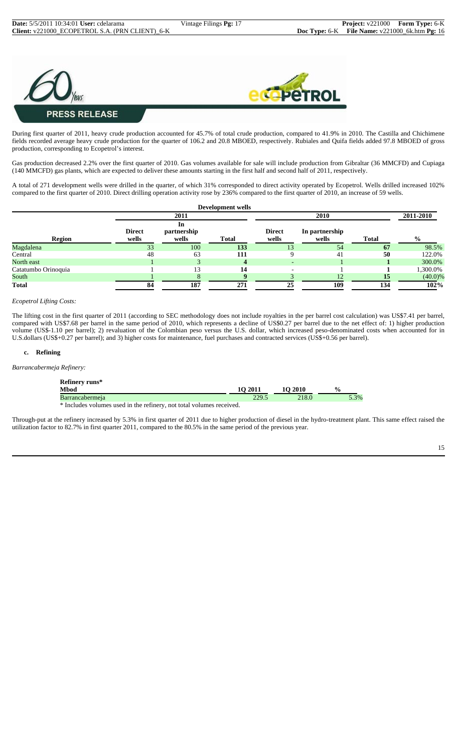**PRESS RELEASE**

During first quarter of 2011, heavy crude production accounted for 45.7% of total crude production, compared to 41.9% in 2010. The Castilla and Chichimene fields recorded average heavy crude production for the quarter of 106.2 and 20.8 MBOED, respectively. Rubiales and Quifa fields added 97.8 MBOED of gross production, corresponding to Ecopetrol's interest.

Gas production decreased 2.2% over the first quarter of 2010. Gas volumes available for sale will include production from Gibraltar (36 MMCFD) and Cupiaga (140 MMCFD) gas plants, which are expected to deliver these amounts starting in the first half and second half of 2011, respectively.

A total of 271 development wells were drilled in the quarter, of which 31% corresponded to direct activity operated by Ecopetrol. Wells drilled increased 102% compared to the first quarter of 2010. Direct drilling operation activity rose by 236% compared to the first quarter of 2010, an increase of 59 wells.

**Development wells**

| | 2011 | | | 2010 | | | 2011-2010 |
|---|---|---|---|---|---|---|---|
| **Region** | **Direct wells** | **In partnership wells** | **Total** | **Direct wells** | **In partnership wells** | **Total** | **%** |
| Magdalena | 33 | 100 | **133** | 13 | 54 | **67** | 98.5% |
| Central | 48 | 63 | **111** | 9 | 41 | **50** | 122.0% |
| North east | 1 | 3 | **4** | - | 1 | **1** | 300.0% |
| Catatumbo Orinoquia | 1 | 13 | **14** | - | 1 | **1** | 1,300.0% |
| South | 1 | 8 | **9** | 3 | 12 | **15** | (40.0)% |
| **Total** | **84** | **187** | **271** | **25** | **109** | **134** | **102%** |

*Ecopetrol Lifting Costs:*

The lifting cost in the first quarter of 2011 (according to SEC methodology does not include royalties in the per barrel cost calculation) was US$7.41 per barrel, compared with US$7.68 per barrel in the same period of 2010, which represents a decline of US$0.27 per barrel due to the net effect of: 1) higher production volume (US$-1.10 per barrel); 2) revaluation of the Colombian peso versus the U.S. dollar, which increased peso-denominated costs when accounted for in U.S.dollars (US$+0.27 per barrel); and 3) higher costs for maintenance, fuel purchases and contracted services (US$+0.56 per barrel).

**c. Refining**

*Barrancabermeja Refinery:*

| **Refinery runs\*** **Mbod** | **1Q 2011** | **1Q 2010** | **%** |
|---|---|---|---|
| Barrancabermeja | 229.5 | 218.0 | 5.3% |

\* Includes volumes used in the refinery, not total volumes received.

Through-put at the refinery increased by 5.3% in first quarter of 2011 due to higher production of diesel in the hydro-treatment plant. This same effect raised the utilization factor to 82.7% in first quarter 2011, compared to the 80.5% in the same period of the previous year.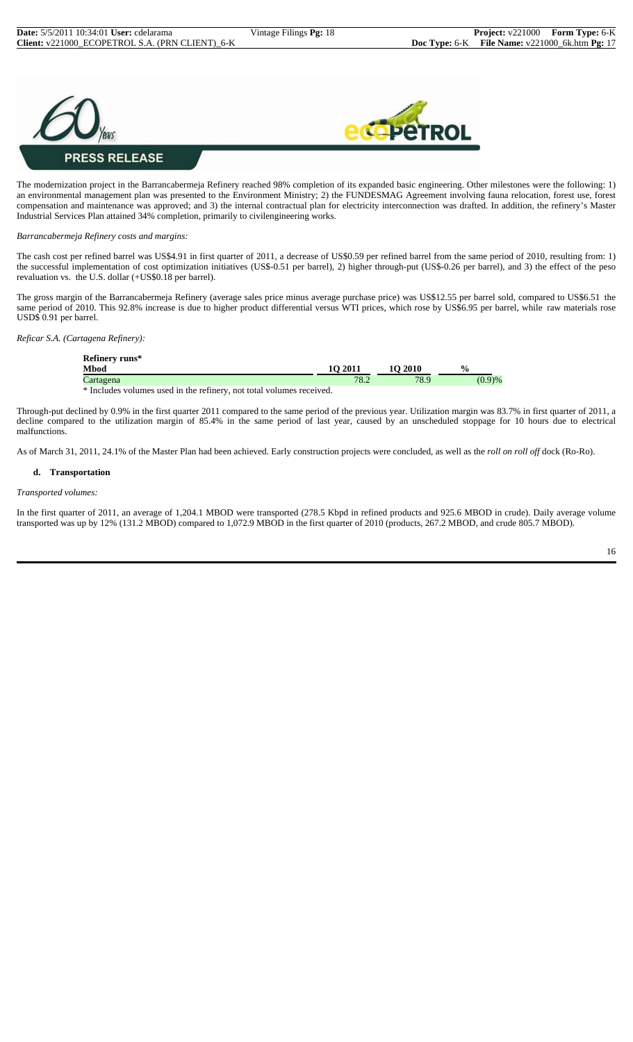The modernization project in the Barrancabermeja Refinery reached 98% completion of its expanded basic engineering. Other milestones were the following: 1) an environmental management plan was presented to the Environment Ministry; 2) the FUNDESMAG Agreement involving fauna relocation, forest use, forest compensation and maintenance was approved; and 3) the internal contractual plan for electricity interconnection was drafted. In addition, the refinery's Master Industrial Services Plan attained 34% completion, primarily to civilengineering works.

*Barrancabermeja Refinery costs and margins:*

The cash cost per refined barrel was US$4.91 in first quarter of 2011, a decrease of US$0.59 per refined barrel from the same period of 2010, resulting from: 1) the successful implementation of cost optimization initiatives (US$-0.51 per barrel), 2) higher through-put (US$-0.26 per barrel), and 3) the effect of the peso revaluation vs. the U.S. dollar (+US$0.18 per barrel).

The gross margin of the Barrancabermeja Refinery (average sales price minus average purchase price) was US$12.55 per barrel sold, compared to US$6.51 the same period of 2010. This 92.8% increase is due to higher product differential versus WTI prices, which rose by US$6.95 per barrel, while raw materials rose USD$ 0.91 per barrel.

*Reficar S.A. (Cartagena Refinery):*

| Refinery runs* Mbod | 1Q 2011 | 1Q 2010 | % |
|---|---|---|---|
| Cartagena | 78.2 | 78.9 | (0.9)% |

\* Includes volumes used in the refinery, not total volumes received.

Through-put declined by 0.9% in the first quarter 2011 compared to the same period of the previous year. Utilization margin was 83.7% in first quarter of 2011, a decline compared to the utilization margin of 85.4% in the same period of last year, caused by an unscheduled stoppage for 10 hours due to electrical malfunctions.

As of March 31, 2011, 24.1% of the Master Plan had been achieved. Early construction projects were concluded, as well as the *roll on roll off* dock (Ro-Ro).

### d. Transportation

*Transported volumes:*

In the first quarter of 2011, an average of 1,204.1 MBOD were transported (278.5 Kbpd in refined products and 925.6 MBOD in crude). Daily average volume transported was up by 12% (131.2 MBOD) compared to 1,072.9 MBOD in the first quarter of 2010 (products, 267.2 MBOD, and crude 805.7 MBOD).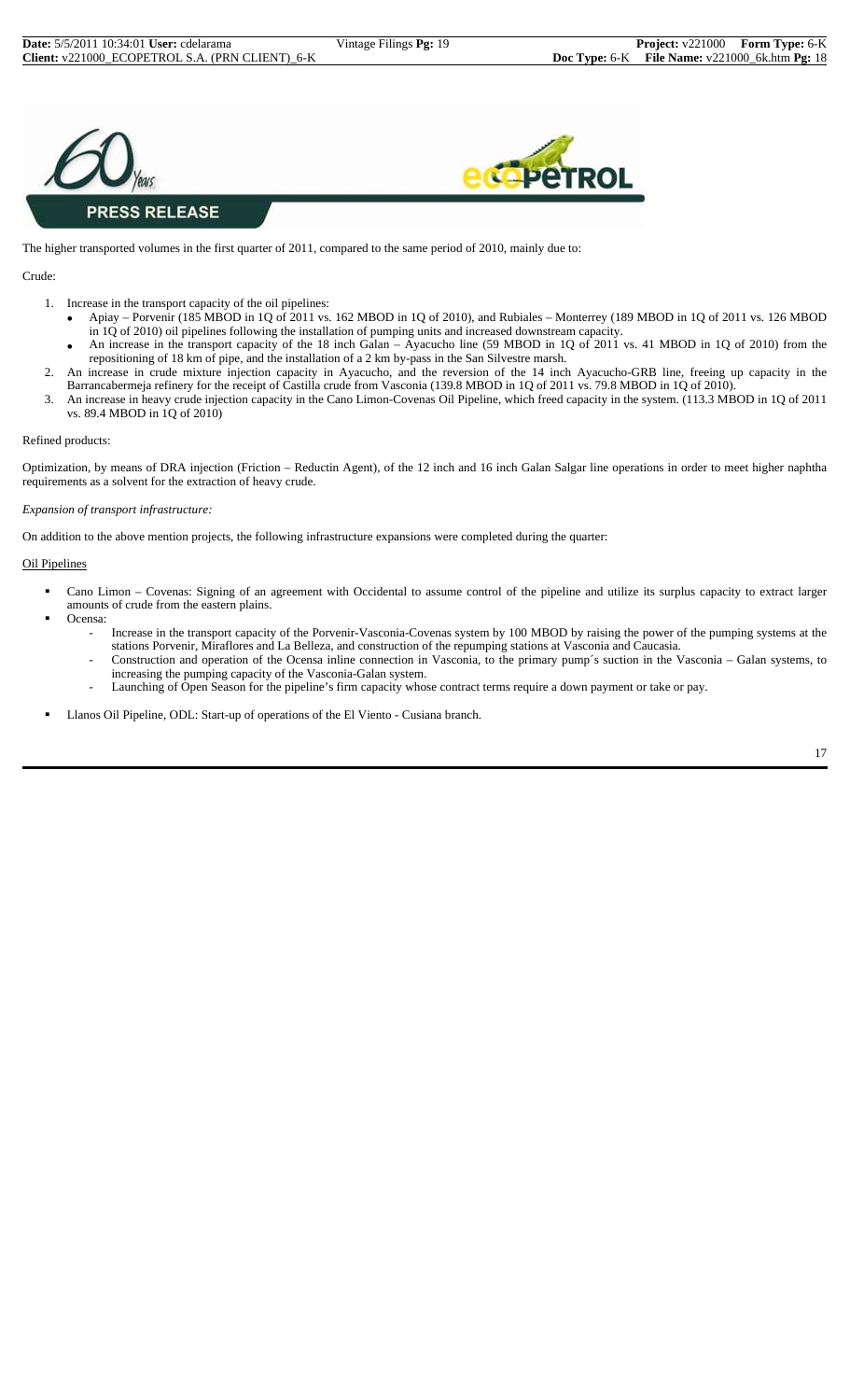**PRESS RELEASE**

The higher transported volumes in the first quarter of 2011, compared to the same period of 2010, mainly due to:

Crude:

1. Increase in the transport capacity of the oil pipelines:
   - Apiay – Porvenir (185 MBOD in 1Q of 2011 vs. 162 MBOD in 1Q of 2010), and Rubiales – Monterrey (189 MBOD in 1Q of 2011 vs. 126 MBOD in 1Q of 2010) oil pipelines following the installation of pumping units and increased downstream capacity.
   - An increase in the transport capacity of the 18 inch Galan – Ayacucho line (59 MBOD in 1Q of 2011 vs. 41 MBOD in 1Q of 2010) from the repositioning of 18 km of pipe, and the installation of a 2 km by-pass in the San Silvestre marsh.
2. An increase in crude mixture injection capacity in Ayacucho, and the reversion of the 14 inch Ayacucho-GRB line, freeing up capacity in the Barrancabermeja refinery for the receipt of Castilla crude from Vasconia (139.8 MBOD in 1Q of 2011 vs. 79.8 MBOD in 1Q of 2010).
3. An increase in heavy crude injection capacity in the Cano Limon-Covenas Oil Pipeline, which freed capacity in the system. (113.3 MBOD in 1Q of 2011 vs. 89.4 MBOD in 1Q of 2010)

Refined products:

Optimization, by means of DRA injection (Friction – Reductin Agent), of the 12 inch and 16 inch Galan Salgar line operations in order to meet higher naphtha requirements as a solvent for the extraction of heavy crude.

*Expansion of transport infrastructure:*

On addition to the above mention projects, the following infrastructure expansions were completed during the quarter:

Oil Pipelines

- Cano Limon – Covenas: Signing of an agreement with Occidental to assume control of the pipeline and utilize its surplus capacity to extract larger amounts of crude from the eastern plains.
- Ocensa:
  - Increase in the transport capacity of the Porvenir-Vasconia-Covenas system by 100 MBOD by raising the power of the pumping systems at the stations Porvenir, Miraflores and La Belleza, and construction of the repumping stations at Vasconia and Caucasia.
  - Construction and operation of the Ocensa inline connection in Vasconia, to the primary pump´s suction in the Vasconia – Galan systems, to increasing the pumping capacity of the Vasconia-Galan system.
  - Launching of Open Season for the pipeline's firm capacity whose contract terms require a down payment or take or pay.
- Llanos Oil Pipeline, ODL: Start-up of operations of the El Viento - Cusiana branch.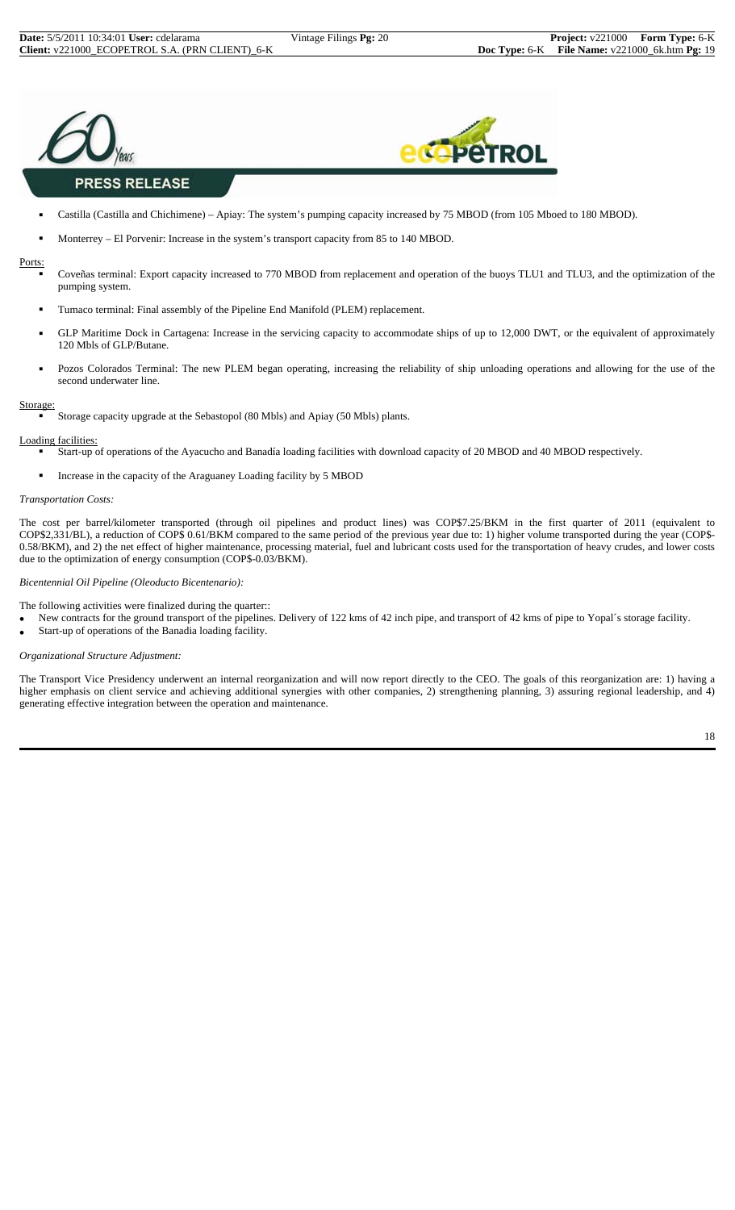**PRESS RELEASE**

- Castilla (Castilla and Chichimene) – Apiay: The system's pumping capacity increased by 75 MBOD (from 105 Mboed to 180 MBOD).
- Monterrey – El Porvenir: Increase in the system's transport capacity from 85 to 140 MBOD.

Ports:

- Coveñas terminal: Export capacity increased to 770 MBOD from replacement and operation of the buoys TLU1 and TLU3, and the optimization of the pumping system.
- Tumaco terminal: Final assembly of the Pipeline End Manifold (PLEM) replacement.
- GLP Maritime Dock in Cartagena: Increase in the servicing capacity to accommodate ships of up to 12,000 DWT, or the equivalent of approximately 120 Mbls of GLP/Butane.
- Pozos Colorados Terminal: The new PLEM began operating, increasing the reliability of ship unloading operations and allowing for the use of the second underwater line.

Storage:

- Storage capacity upgrade at the Sebastopol (80 Mbls) and Apiay (50 Mbls) plants.

Loading facilities:

- Start-up of operations of the Ayacucho and Banadía loading facilities with download capacity of 20 MBOD and 40 MBOD respectively.
- Increase in the capacity of the Araguaney Loading facility by 5 MBOD

*Transportation Costs:*

The cost per barrel/kilometer transported (through oil pipelines and product lines) was COP$7.25/BKM in the first quarter of 2011 (equivalent to COP$2,331/BL), a reduction of COP$ 0.61/BKM compared to the same period of the previous year due to: 1) higher volume transported during the year (COP$-0.58/BKM), and 2) the net effect of higher maintenance, processing material, fuel and lubricant costs used for the transportation of heavy crudes, and lower costs due to the optimization of energy consumption (COP$-0.03/BKM).

*Bicentennial Oil Pipeline (Oleoducto Bicentenario):*

The following activities were finalized during the quarter::

- New contracts for the ground transport of the pipelines. Delivery of 122 kms of 42 inch pipe, and transport of 42 kms of pipe to Yopal´s storage facility.
- Start-up of operations of the Banadia loading facility.

*Organizational Structure Adjustment:*

The Transport Vice Presidency underwent an internal reorganization and will now report directly to the CEO. The goals of this reorganization are: 1) having a higher emphasis on client service and achieving additional synergies with other companies, 2) strengthening planning, 3) assuring regional leadership, and 4) generating effective integration between the operation and maintenance.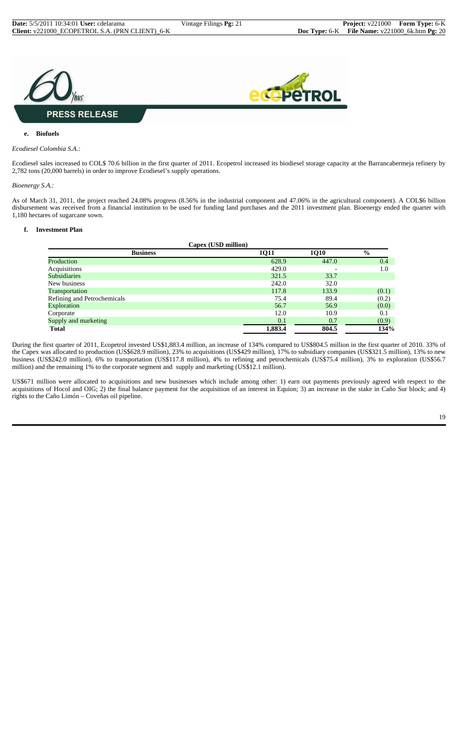**e. Biofuels**

*Ecodiesel Colombia S.A.:*

Ecodiesel sales increased to COL$ 70.6 billion in the first quarter of 2011. Ecopetrol increased its biodiesel storage capacity at the Barrancabermeja refinery by 2,782 tons (20,000 barrels) in order to improve Ecodiesel's supply operations.

*Bioenergy S.A.:*

As of March 31, 2011, the project reached 24.08% progress (8.56% in the industrial component and 47.06% in the agricultural component). A COL$6 billion disbursement was received from a financial institution to be used for funding land purchases and the 2011 investment plan. Bioenergy ended the quarter with 1,180 hectares of sugarcane sown.

**f. Investment Plan**

| Capex (USD million) | | | |
|---|---|---|---|
| **Business** | **1Q11** | **1Q10** | **%** |
| Production | 628.9 | 447.0 | 0.4 |
| Acquisitions | 429.0 | - | 1.0 |
| Subsidiaries | 321.5 | 33.7 | |
| New business | 242.0 | 32.0 | |
| Transportation | 117.8 | 133.9 | (0.1) |
| Refining and Petrochemicals | 75.4 | 89.4 | (0.2) |
| Exploration | 56.7 | 56.9 | (0.0) |
| Corporate | 12.0 | 10.9 | 0.1 |
| Supply and marketing | 0.1 | 0.7 | (0.9) |
| **Total** | **1,883.4** | **804.5** | **134%** |

During the first quarter of 2011, Ecopetrol invested US$1,883.4 million, an increase of 134% compared to US$804.5 million in the first quarter of 2010. 33% of the Capex was allocated to production (US$628.9 million), 23% to acquisitions (US$429 million), 17% to subsidiary companies (US$321.5 million), 13% to new business (US$242.0 million), 6% to transportation (US$117.8 million), 4% to refining and petrochemicals (US$75.4 million), 3% to exploration (US$56.7 million) and the remaining 1% to the corporate segment and supply and marketing (US$12.1 million).

US$671 million were allocated to acquisitions and new businesses which include among other: 1) earn out payments previously agreed with respect to the acquisitions of Hocol and OIG; 2) the final balance payment for the acquisition of an interest in Equion; 3) an increase in the stake in Caño Sur block; and 4) rights to the Caño Limón – Coveñas oil pipeline.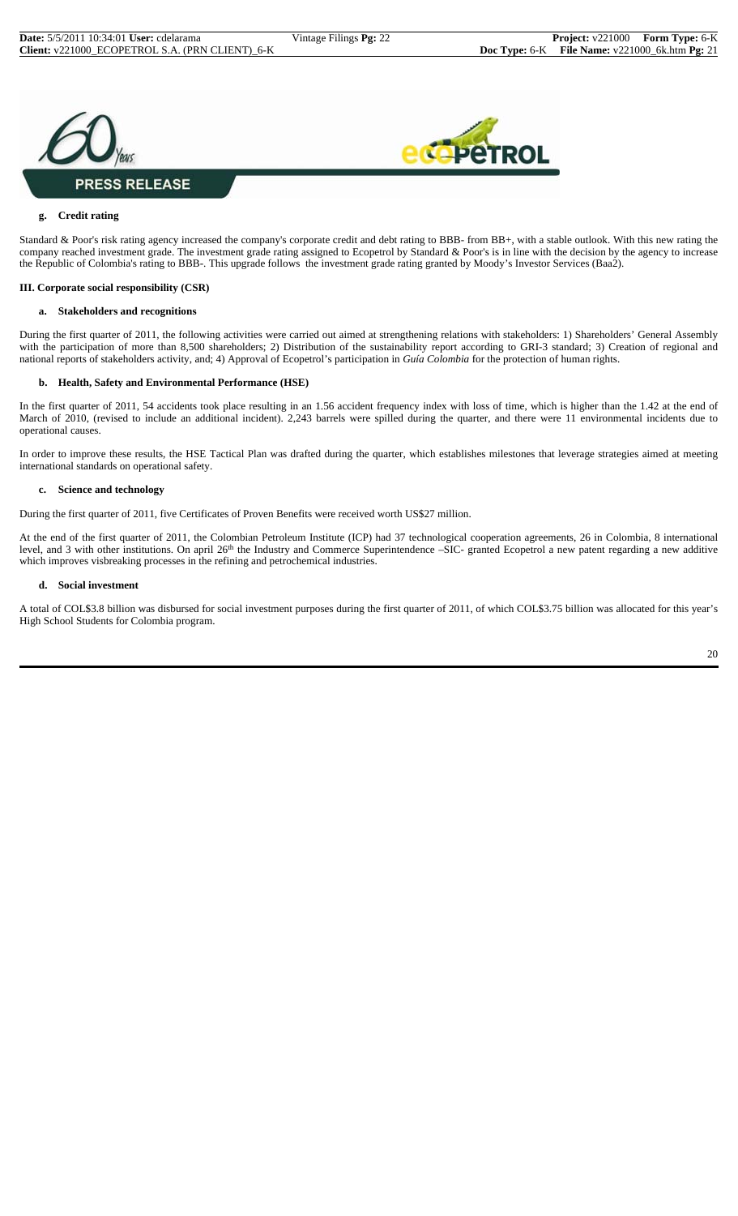**PRESS RELEASE**

#### g. Credit rating

Standard & Poor's risk rating agency increased the company's corporate credit and debt rating to BBB- from BB+, with a stable outlook. With this new rating the company reached investment grade. The investment grade rating assigned to Ecopetrol by Standard & Poor's is in line with the decision by the agency to increase the Republic of Colombia's rating to BBB-. This upgrade follows the investment grade rating granted by Moody's Investor Services (Baa2).

### III. Corporate social responsibility (CSR)

#### a. Stakeholders and recognitions

During the first quarter of 2011, the following activities were carried out aimed at strengthening relations with stakeholders: 1) Shareholders' General Assembly with the participation of more than 8,500 shareholders; 2) Distribution of the sustainability report according to GRI-3 standard; 3) Creation of regional and national reports of stakeholders activity, and; 4) Approval of Ecopetrol's participation in *Guía Colombia* for the protection of human rights.

#### b. Health, Safety and Environmental Performance (HSE)

In the first quarter of 2011, 54 accidents took place resulting in an 1.56 accident frequency index with loss of time, which is higher than the 1.42 at the end of March of 2010, (revised to include an additional incident). 2,243 barrels were spilled during the quarter, and there were 11 environmental incidents due to operational causes.

In order to improve these results, the HSE Tactical Plan was drafted during the quarter, which establishes milestones that leverage strategies aimed at meeting international standards on operational safety.

#### c. Science and technology

During the first quarter of 2011, five Certificates of Proven Benefits were received worth US$27 million.

At the end of the first quarter of 2011, the Colombian Petroleum Institute (ICP) had 37 technological cooperation agreements, 26 in Colombia, 8 international level, and 3 with other institutions. On april 26th the Industry and Commerce Superintendence –SIC- granted Ecopetrol a new patent regarding a new additive which improves visbreaking processes in the refining and petrochemical industries.

#### d. Social investment

A total of COL$3.8 billion was disbursed for social investment purposes during the first quarter of 2011, of which COL$3.75 billion was allocated for this year's High School Students for Colombia program.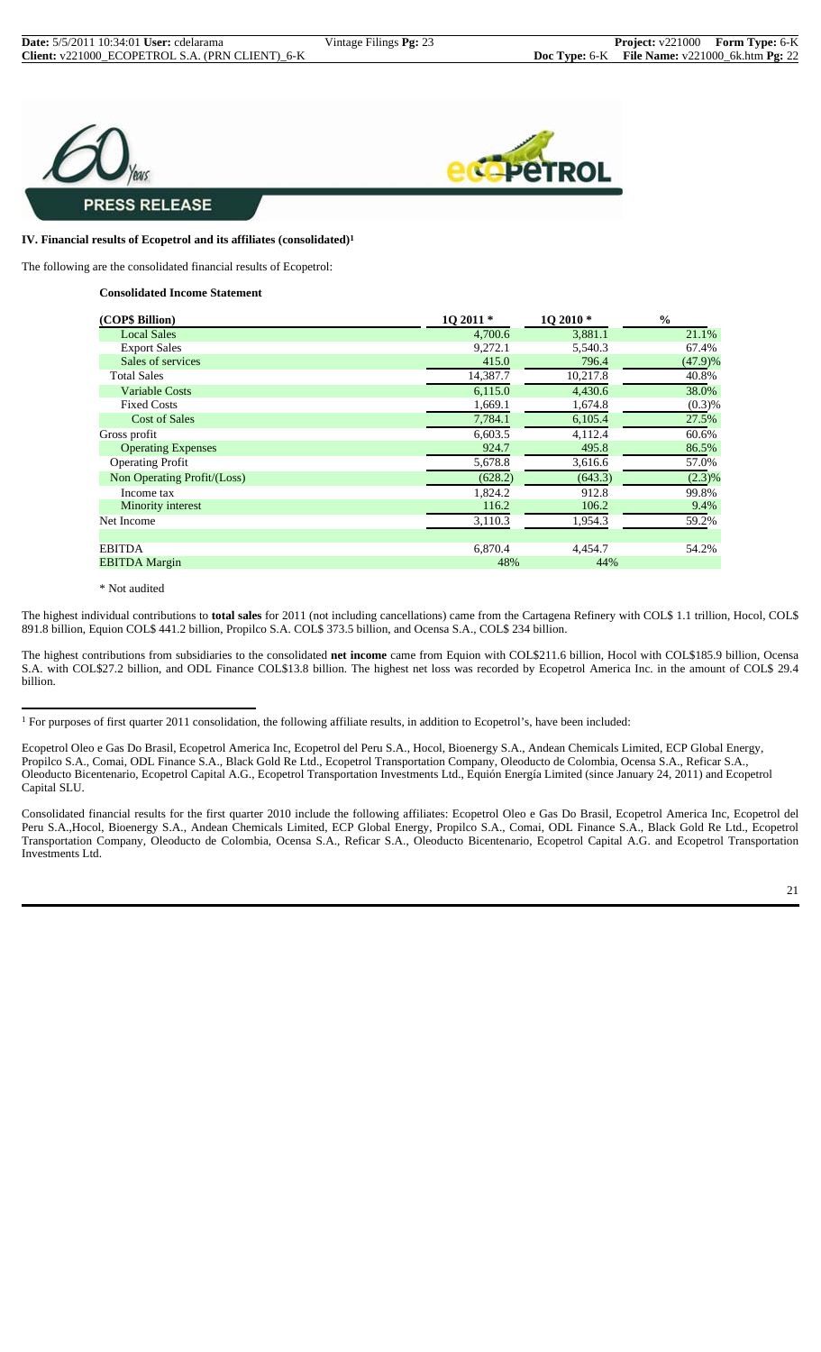**PRESS RELEASE**

## IV. Financial results of Ecopetrol and its affiliates (consolidated)[1]

The following are the consolidated financial results of Ecopetrol:

**Consolidated Income Statement**

| (COP$ Billion) | 1Q 2011 * | 1Q 2010 * | % |
|---|---|---|---|
| Local Sales | 4,700.6 | 3,881.1 | 21.1% |
| Export Sales | 9,272.1 | 5,540.3 | 67.4% |
| Sales of services | 415.0 | 796.4 | (47.9)% |
| Total Sales | 14,387.7 | 10,217.8 | 40.8% |
| Variable Costs | 6,115.0 | 4,430.6 | 38.0% |
| Fixed Costs | 1,669.1 | 1,674.8 | (0.3)% |
| Cost of Sales | 7,784.1 | 6,105.4 | 27.5% |
| Gross profit | 6,603.5 | 4,112.4 | 60.6% |
| Operating Expenses | 924.7 | 495.8 | 86.5% |
| Operating Profit | 5,678.8 | 3,616.6 | 57.0% |
| Non Operating Profit/(Loss) | (628.2) | (643.3) | (2.3)% |
| Income tax | 1,824.2 | 912.8 | 99.8% |
| Minority interest | 116.2 | 106.2 | 9.4% |
| Net Income | 3,110.3 | 1,954.3 | 59.2% |
| | | | |
| EBITDA | 6,870.4 | 4,454.7 | 54.2% |
| EBITDA Margin | 48% | 44% | |

\* Not audited

The highest individual contributions to **total sales** for 2011 (not including cancellations) came from the Cartagena Refinery with COL$ 1.1 trillion, Hocol, COL$ 891.8 billion, Equion COL$ 441.2 billion, Propilco S.A. COL$ 373.5 billion, and Ocensa S.A., COL$ 234 billion.

The highest contributions from subsidiaries to the consolidated **net income** came from Equion with COL$211.6 billion, Hocol with COL$185.9 billion, Ocensa S.A. with COL$27.2 billion, and ODL Finance COL$13.8 billion. The highest net loss was recorded by Ecopetrol America Inc. in the amount of COL$ 29.4 billion.

---

[1] For purposes of first quarter 2011 consolidation, the following affiliate results, in addition to Ecopetrol's, have been included:

Ecopetrol Oleo e Gas Do Brasil, Ecopetrol America Inc, Ecopetrol del Peru S.A., Hocol, Bioenergy S.A., Andean Chemicals Limited, ECP Global Energy, Propilco S.A., Comai, ODL Finance S.A., Black Gold Re Ltd., Ecopetrol Transportation Company, Oleoducto de Colombia, Ocensa S.A., Reficar S.A., Oleoducto Bicentenario, Ecopetrol Capital A.G., Ecopetrol Transportation Investments Ltd., Equión Energía Limited (since January 24, 2011) and Ecopetrol Capital SLU.

Consolidated financial results for the first quarter 2010 include the following affiliates: Ecopetrol Oleo e Gas Do Brasil, Ecopetrol America Inc, Ecopetrol del Peru S.A.,Hocol, Bioenergy S.A., Andean Chemicals Limited, ECP Global Energy, Propilco S.A., Comai, ODL Finance S.A., Black Gold Re Ltd., Ecopetrol Transportation Company, Oleoducto de Colombia, Ocensa S.A., Reficar S.A., Oleoducto Bicentenario, Ecopetrol Capital A.G. and Ecopetrol Transportation Investments Ltd.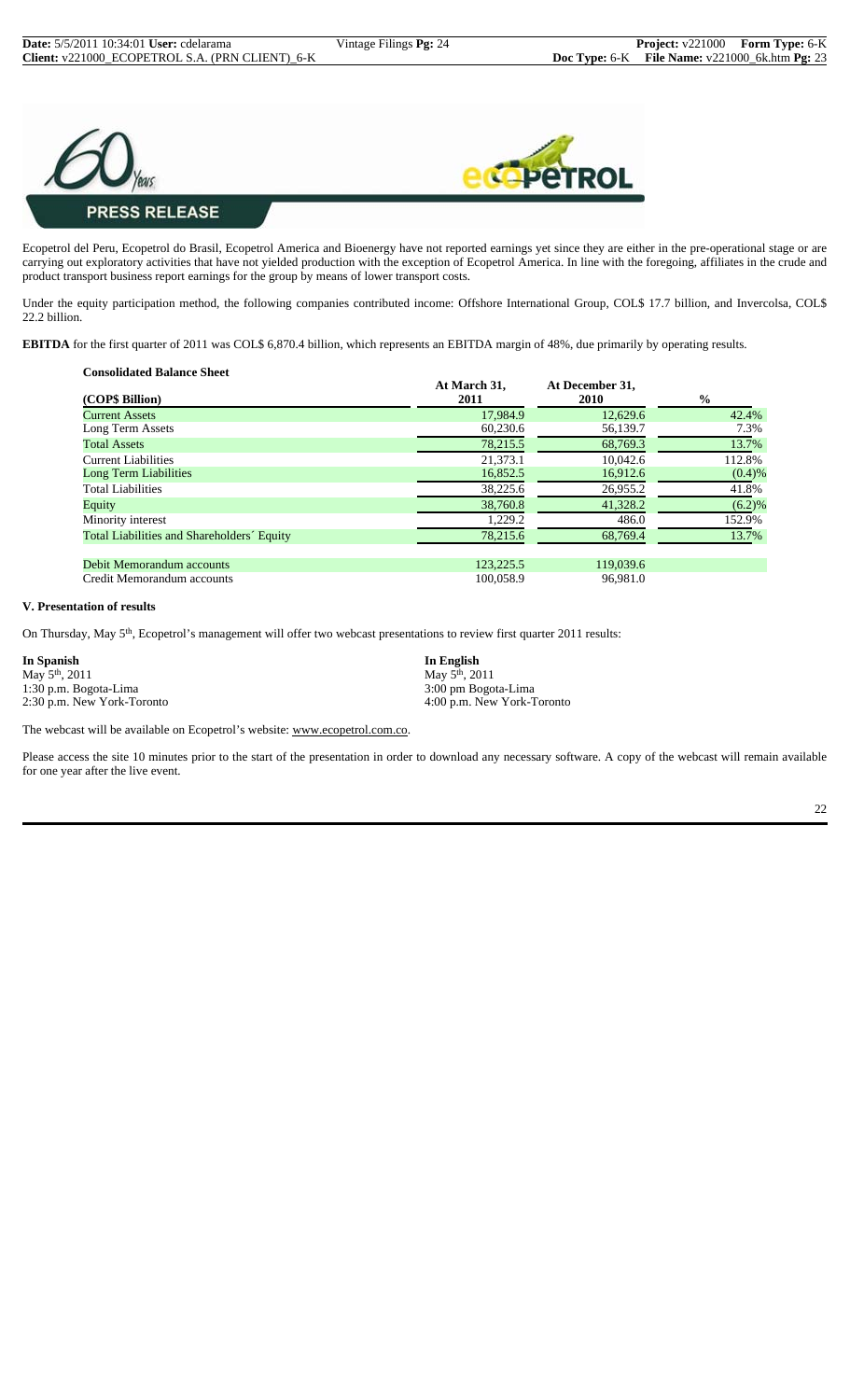Ecopetrol del Peru, Ecopetrol do Brasil, Ecopetrol America and Bioenergy have not reported earnings yet since they are either in the pre-operational stage or are carrying out exploratory activities that have not yielded production with the exception of Ecopetrol America. In line with the foregoing, affiliates in the crude and product transport business report earnings for the group by means of lower transport costs.

Under the equity participation method, the following companies contributed income: Offshore International Group, COL$ 17.7 billion, and Invercolsa, COL$ 22.2 billion.

**EBITDA** for the first quarter of 2011 was COL$ 6,870.4 billion, which represents an EBITDA margin of 48%, due primarily by operating results.

**Consolidated Balance Sheet**

| (COP$ Billion) | At March 31, 2011 | At December 31, 2010 | % |
|---|---|---|---|
| Current Assets | 17,984.9 | 12,629.6 | 42.4% |
| Long Term Assets | 60,230.6 | 56,139.7 | 7.3% |
| Total Assets | 78,215.5 | 68,769.3 | 13.7% |
| Current Liabilities | 21,373.1 | 10,042.6 | 112.8% |
| Long Term Liabilities | 16,852.5 | 16,912.6 | (0.4)% |
| Total Liabilities | 38,225.6 | 26,955.2 | 41.8% |
| Equity | 38,760.8 | 41,328.2 | (6.2)% |
| Minority interest | 1,229.2 | 486.0 | 152.9% |
| Total Liabilities and Shareholders´ Equity | 78,215.6 | 68,769.4 | 13.7% |
| | | | |
| Debit Memorandum accounts | 123,225.5 | 119,039.6 | |
| Credit Memorandum accounts | 100,058.9 | 96,981.0 | |

### V. Presentation of results

On Thursday, May 5th, Ecopetrol's management will offer two webcast presentations to review first quarter 2011 results:

| **In Spanish** | **In English** |
|---|---|
| May 5th, 2011 | May 5th, 2011 |
| 1:30 p.m. Bogota-Lima | 3:00 pm Bogota-Lima |
| 2:30 p.m. New York-Toronto | 4:00 p.m. New York-Toronto |

The webcast will be available on Ecopetrol's website: www.ecopetrol.com.co.

Please access the site 10 minutes prior to the start of the presentation in order to download any necessary software. A copy of the webcast will remain available for one year after the live event.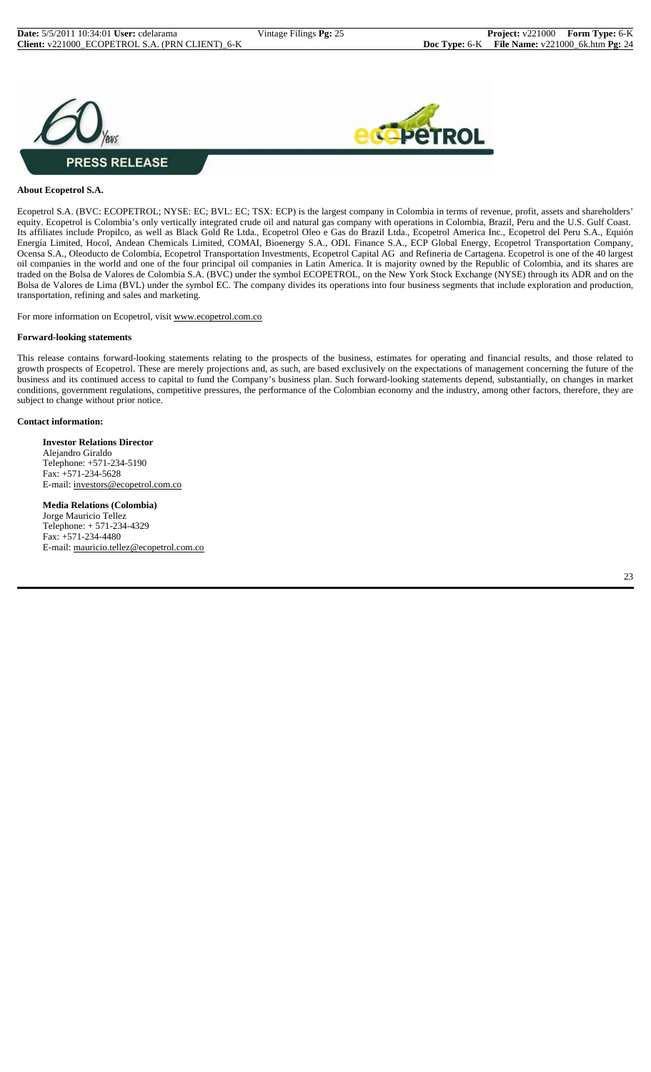**PRESS RELEASE**

**About Ecopetrol S.A.**

Ecopetrol S.A. (BVC: ECOPETROL; NYSE: EC; BVL: EC; TSX: ECP) is the largest company in Colombia in terms of revenue, profit, assets and shareholders' equity. Ecopetrol is Colombia's only vertically integrated crude oil and natural gas company with operations in Colombia, Brazil, Peru and the U.S. Gulf Coast. Its affiliates include Propilco, as well as Black Gold Re Ltda., Ecopetrol Oleo e Gas do Brazil Ltda., Ecopetrol America Inc., Ecopetrol del Peru S.A., Equión Energía Limited, Hocol, Andean Chemicals Limited, COMAI, Bioenergy S.A., ODL Finance S.A., ECP Global Energy, Ecopetrol Transportation Company, Ocensa S.A., Oleoducto de Colombia, Ecopetrol Transportation Investments, Ecopetrol Capital AG and Refineria de Cartagena. Ecopetrol is one of the 40 largest oil companies in the world and one of the four principal oil companies in Latin America. It is majority owned by the Republic of Colombia, and its shares are traded on the Bolsa de Valores de Colombia S.A. (BVC) under the symbol ECOPETROL, on the New York Stock Exchange (NYSE) through its ADR and on the Bolsa de Valores de Lima (BVL) under the symbol EC. The company divides its operations into four business segments that include exploration and production, transportation, refining and sales and marketing.

For more information on Ecopetrol, visit www.ecopetrol.com.co

**Forward-looking statements**

This release contains forward-looking statements relating to the prospects of the business, estimates for operating and financial results, and those related to growth prospects of Ecopetrol. These are merely projections and, as such, are based exclusively on the expectations of management concerning the future of the business and its continued access to capital to fund the Company's business plan. Such forward-looking statements depend, substantially, on changes in market conditions, government regulations, competitive pressures, the performance of the Colombian economy and the industry, among other factors, therefore, they are subject to change without prior notice.

**Contact information:**

**Investor Relations Director**
Alejandro Giraldo
Telephone: +571-234-5190
Fax: +571-234-5628
E-mail: investors@ecopetrol.com.co

**Media Relations (Colombia)**
Jorge Mauricio Tellez
Telephone: + 571-234-4329
Fax: +571-234-4480
E-mail: mauricio.tellez@ecopetrol.com.co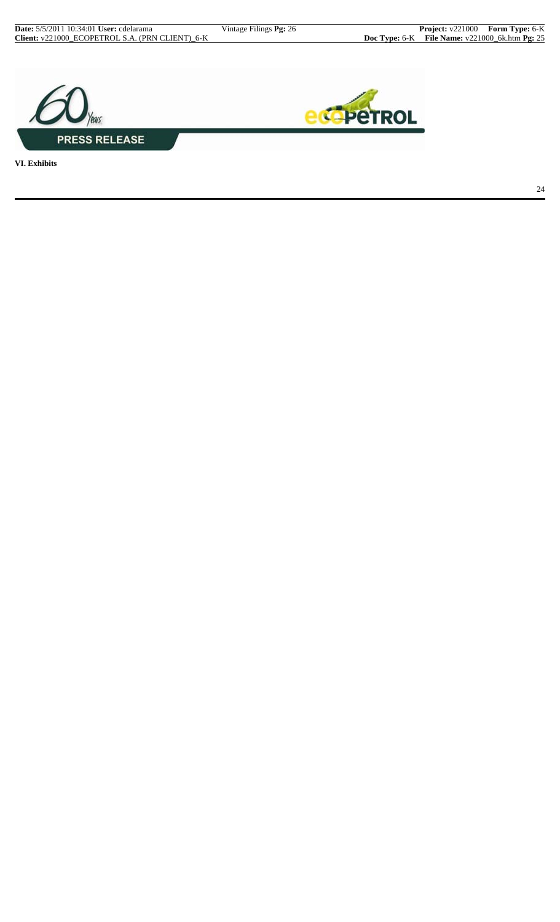## VI. Exhibits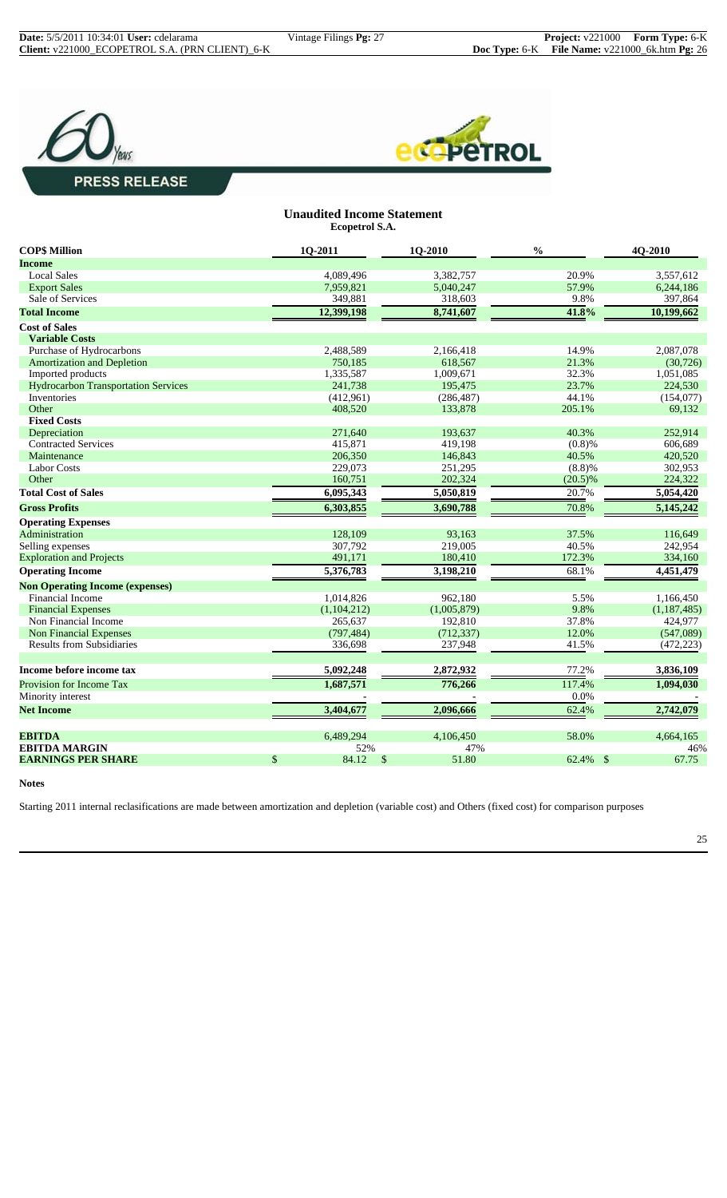PRESS RELEASE

## Unaudited Income Statement

**Ecopetrol S.A.**

| COP$ Million | 1Q-2011 | 1Q-2010 | % | 4Q-2010 |
|---|---|---|---|---|
| **Income** | | | | |
| Local Sales | 4,089,496 | 3,382,757 | 20.9% | 3,557,612 |
| Export Sales | 7,959,821 | 5,040,247 | 57.9% | 6,244,186 |
| Sale of Services | 349,881 | 318,603 | 9.8% | 397,864 |
| **Total Income** | **12,399,198** | **8,741,607** | **41.8%** | **10,199,662** |
| **Cost of Sales** | | | | |
| **Variable Costs** | | | | |
| Purchase of Hydrocarbons | 2,488,589 | 2,166,418 | 14.9% | 2,087,078 |
| Amortization and Depletion | 750,185 | 618,567 | 21.3% | (30,726) |
| Imported products | 1,335,587 | 1,009,671 | 32.3% | 1,051,085 |
| Hydrocarbon Transportation Services | 241,738 | 195,475 | 23.7% | 224,530 |
| Inventories | (412,961) | (286,487) | 44.1% | (154,077) |
| Other | 408,520 | 133,878 | 205.1% | 69,132 |
| **Fixed Costs** | | | | |
| Depreciation | 271,640 | 193,637 | 40.3% | 252,914 |
| Contracted Services | 415,871 | 419,198 | (0.8)% | 606,689 |
| Maintenance | 206,350 | 146,843 | 40.5% | 420,520 |
| Labor Costs | 229,073 | 251,295 | (8.8)% | 302,953 |
| Other | 160,751 | 202,324 | (20.5)% | 224,322 |
| **Total Cost of Sales** | **6,095,343** | **5,050,819** | 20.7% | **5,054,420** |
| **Gross Profits** | **6,303,855** | **3,690,788** | 70.8% | **5,145,242** |
| **Operating Expenses** | | | | |
| Administration | 128,109 | 93,163 | 37.5% | 116,649 |
| Selling expenses | 307,792 | 219,005 | 40.5% | 242,954 |
| Exploration and Projects | 491,171 | 180,410 | 172.3% | 334,160 |
| **Operating Income** | **5,376,783** | **3,198,210** | 68.1% | **4,451,479** |
| **Non Operating Income (expenses)** | | | | |
| Financial Income | 1,014,826 | 962,180 | 5.5% | 1,166,450 |
| Financial Expenses | (1,104,212) | (1,005,879) | 9.8% | (1,187,485) |
| Non Financial Income | 265,637 | 192,810 | 37.8% | 424,977 |
| Non Financial Expenses | (797,484) | (712,337) | 12.0% | (547,089) |
| Results from Subsidiaries | 336,698 | 237,948 | 41.5% | (472,223) |
| **Income before income tax** | **5,092,248** | **2,872,932** | 77.2% | **3,836,109** |
| Provision for Income Tax | **1,687,571** | **776,266** | 117.4% | **1,094,030** |
| Minority interest | - | - | 0.0% | - |
| **Net Income** | **3,404,677** | **2,096,666** | 62.4% | **2,742,079** |
| **EBITDA** | 6,489,294 | 4,106,450 | 58.0% | 4,664,165 |
| **EBITDA MARGIN** | 52% | 47% | | 46% |
| **EARNINGS PER SHARE** | $ 84.12 | $ 51.80 | 62.4% | $ 67.75 |

**Notes**

Starting 2011 internal reclasifications are made between amortization and depletion (variable cost) and Others (fixed cost) for comparison purposes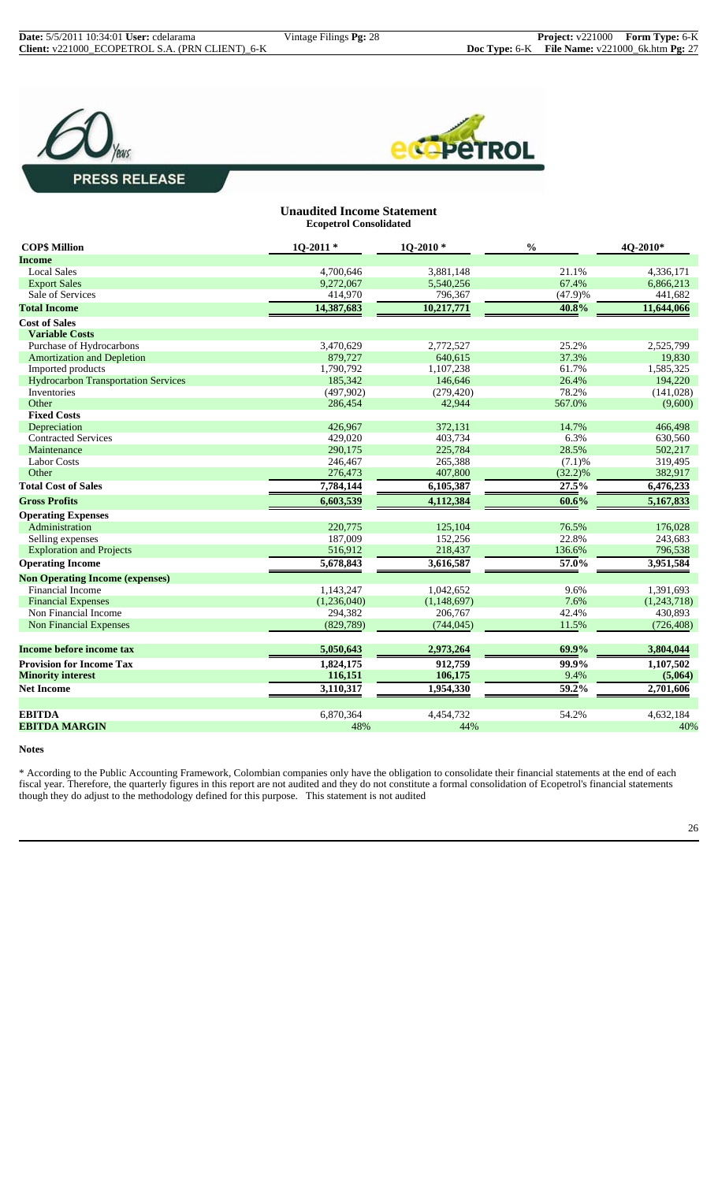**PRESS RELEASE**

## Unaudited Income Statement

### Ecopetrol Consolidated

| COP$ Million | 1Q-2011 * | 1Q-2010 * | % | 4Q-2010* |
|---|---|---|---|---|
| **Income** | | | | |
| Local Sales | 4,700,646 | 3,881,148 | 21.1% | 4,336,171 |
| Export Sales | 9,272,067 | 5,540,256 | 67.4% | 6,866,213 |
| Sale of Services | 414,970 | 796,367 | (47.9)% | 441,682 |
| **Total Income** | **14,387,683** | **10,217,771** | **40.8%** | **11,644,066** |
| **Cost of Sales** | | | | |
| **Variable Costs** | | | | |
| Purchase of Hydrocarbons | 3,470,629 | 2,772,527 | 25.2% | 2,525,799 |
| Amortization and Depletion | 879,727 | 640,615 | 37.3% | 19,830 |
| Imported products | 1,790,792 | 1,107,238 | 61.7% | 1,585,325 |
| Hydrocarbon Transportation Services | 185,342 | 146,646 | 26.4% | 194,220 |
| Inventories | (497,902) | (279,420) | 78.2% | (141,028) |
| Other | 286,454 | 42,944 | 567.0% | (9,600) |
| **Fixed Costs** | | | | |
| Depreciation | 426,967 | 372,131 | 14.7% | 466,498 |
| Contracted Services | 429,020 | 403,734 | 6.3% | 630,560 |
| Maintenance | 290,175 | 225,784 | 28.5% | 502,217 |
| Labor Costs | 246,467 | 265,388 | (7.1)% | 319,495 |
| Other | 276,473 | 407,800 | (32.2)% | 382,917 |
| **Total Cost of Sales** | **7,784,144** | **6,105,387** | **27.5%** | **6,476,233** |
| **Gross Profits** | **6,603,539** | **4,112,384** | **60.6%** | **5,167,833** |
| **Operating Expenses** | | | | |
| Administration | 220,775 | 125,104 | 76.5% | 176,028 |
| Selling expenses | 187,009 | 152,256 | 22.8% | 243,683 |
| Exploration and Projects | 516,912 | 218,437 | 136.6% | 796,538 |
| **Operating Income** | **5,678,843** | **3,616,587** | **57.0%** | **3,951,584** |
| **Non Operating Income (expenses)** | | | | |
| Financial Income | 1,143,247 | 1,042,652 | 9.6% | 1,391,693 |
| Financial Expenses | (1,236,040) | (1,148,697) | 7.6% | (1,243,718) |
| Non Financial Income | 294,382 | 206,767 | 42.4% | 430,893 |
| Non Financial Expenses | (829,789) | (744,045) | 11.5% | (726,408) |
| **Income before income tax** | **5,050,643** | **2,973,264** | **69.9%** | **3,804,044** |
| **Provision for Income Tax** | **1,824,175** | **912,759** | **99.9%** | **1,107,502** |
| **Minority interest** | **116,151** | **106,175** | **9.4%** | **(5,064)** |
| **Net Income** | **3,110,317** | **1,954,330** | **59.2%** | **2,701,606** |
| **EBITDA** | 6,870,364 | 4,454,732 | 54.2% | 4,632,184 |
| **EBITDA MARGIN** | 48% | 44% | | 40% |

**Notes**

* According to the Public Accounting Framework, Colombian companies only have the obligation to consolidate their financial statements at the end of each fiscal year. Therefore, the quarterly figures in this report are not audited and they do not constitute a formal consolidation of Ecopetrol's financial statements though they do adjust to the methodology defined for this purpose. This statement is not audited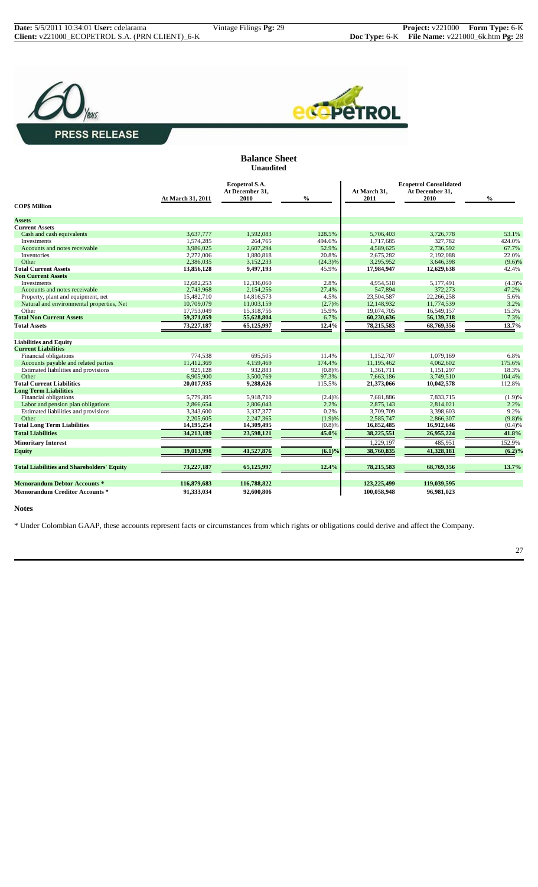PRESS RELEASE

## Balance Sheet

**Unaudited**

| COP$ Million | Ecopetrol S.A. At March 31, 2011 | Ecopetrol S.A. At December 31, 2010 | % | Ecopetrol Consolidated At March 31, 2011 | Ecopetrol Consolidated At December 31, 2010 | % |
|---|---|---|---|---|---|---|
| **Assets** | | | | | | |
| **Current Assets** | | | | | | |
| Cash and cash equivalents | 3,637,777 | 1,592,083 | 128.5% | 5,706,403 | 3,726,778 | 53.1% |
| Investments | 1,574,285 | 264,765 | 494.6% | 1,717,685 | 327,782 | 424.0% |
| Accounts and notes receivable | 3,986,025 | 2,607,294 | 52.9% | 4,589,625 | 2,736,592 | 67.7% |
| Inventories | 2,272,006 | 1,880,818 | 20.8% | 2,675,282 | 2,192,088 | 22.0% |
| Other | 2,386,035 | 3,152,233 | (24.3)% | 3,295,952 | 3,646,398 | (9.6)% |
| **Total Current Assets** | **13,856,128** | **9,497,193** | 45.9% | **17,984,947** | **12,629,638** | 42.4% |
| **Non Current Assets** | | | | | | |
| Investments | 12,682,253 | 12,336,060 | 2.8% | 4,954,518 | 5,177,491 | (4.3)% |
| Accounts and notes receivable | 2,743,968 | 2,154,256 | 27.4% | 547,894 | 372,273 | 47.2% |
| Property, plant and equipment, net | 15,482,710 | 14,816,573 | 4.5% | 23,504,587 | 22,266,258 | 5.6% |
| Natural and environmental properties, Net | 10,709,079 | 11,003,159 | (2.7)% | 12,148,932 | 11,774,539 | 3.2% |
| Other | 17,753,049 | 15,318,756 | 15.9% | 19,074,705 | 16,549,157 | 15.3% |
| **Total Non Current Assets** | **59,371,059** | **55,628,804** | 6.7% | **60,230,636** | **56,139,718** | 7.3% |
| **Total Assets** | **73,227,187** | **65,125,997** | **12.4%** | **78,215,583** | **68,769,356** | **13.7%** |
| **Liabilities and Equity** | | | | | | |
| **Current Liabilities** | | | | | | |
| Financial obligations | 774,538 | 695,505 | 11.4% | 1,152,707 | 1,079,169 | 6.8% |
| Accounts payable and related parties | 11,412,369 | 4,159,469 | 174.4% | 11,195,462 | 4,062,602 | 175.6% |
| Estimated liabilities and provisions | 925,128 | 932,883 | (0.8)% | 1,361,711 | 1,151,297 | 18.3% |
| Other | 6,905,900 | 3,500,769 | 97.3% | 7,663,186 | 3,749,510 | 104.4% |
| **Total Current Liabilities** | **20,017,935** | **9,288,626** | 115.5% | **21,373,066** | **10,042,578** | 112.8% |
| **Long Term Liabilities** | | | | | | |
| Financial obligations | 5,779,395 | 5,918,710 | (2.4)% | 7,681,886 | 7,833,715 | (1.9)% |
| Labor and pension plan obligations | 2,866,654 | 2,806,043 | 2.2% | 2,875,143 | 2,814,021 | 2.2% |
| Estimated liabilities and provisions | 3,343,600 | 3,337,377 | 0.2% | 3,709,709 | 3,398,603 | 9.2% |
| Other | 2,205,605 | 2,247,365 | (1.9)% | 2,585,747 | 2,866,307 | (9.8)% |
| **Total Long Term Liabilities** | **14,195,254** | **14,309,495** | (0.8)% | **16,852,485** | **16,912,646** | (0.4)% |
| **Total Liabilities** | **34,213,189** | **23,598,121** | **45.0%** | **38,225,551** | **26,955,224** | **41.8%** |
| **Minoritary Interest** | | | | 1,229,197 | 485,951 | 152.9% |
| **Equity** | **39,013,998** | **41,527,876** | **(6.1)%** | **38,760,835** | **41,328,181** | **(6.2)%** |
| **Total Liabilities and Shareholders' Equity** | **73,227,187** | **65,125,997** | **12.4%** | **78,215,583** | **68,769,356** | **13.7%** |
| **Memorandum Debtor Accounts *** | **116,879,683** | **116,788,822** | | **123,225,499** | **119,039,595** | |
| **Memorandum Creditor Accounts *** | **91,333,034** | **92,600,806** | | **100,058,948** | **96,981,023** | |

**Notes**

* Under Colombian GAAP, these accounts represent facts or circumstances from which rights or obligations could derive and affect the Company.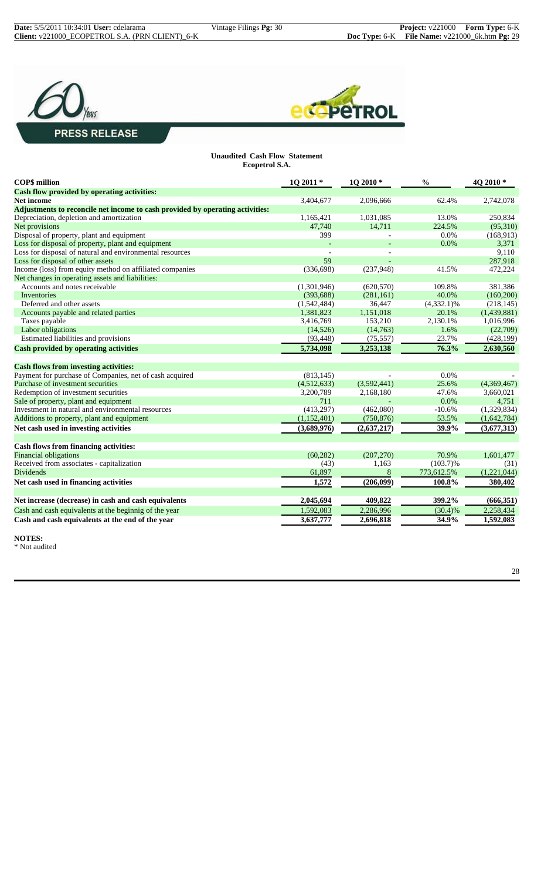PRESS RELEASE

**Unaudited Cash Flow Statement**
**Ecopetrol S.A.**

| COP$ million | 1Q 2011 * | 1Q 2010 * | % | 4Q 2010 * |
|---|---|---|---|---|
| **Cash flow provided by operating activities:** | | | | |
| **Net income** | 3,404,677 | 2,096,666 | 62.4% | 2,742,078 |
| **Adjustments to reconcile net income to cash provided by operating activities:** | | | | |
| Depreciation, depletion and amortization | 1,165,421 | 1,031,085 | 13.0% | 250,834 |
| Net provisions | 47,740 | 14,711 | 224.5% | (95,310) |
| Disposal of property, plant and equipment | 399 | - | 0.0% | (168,913) |
| Loss for disposal of property, plant and equipment | - | - | 0.0% | 3,371 |
| Loss for disposal of natural and environmental resources | - | - | | 9,110 |
| Loss for disposal of other assets | 59 | - | | 287,918 |
| Income (loss) from equity method on affiliated companies | (336,698) | (237,948) | 41.5% | 472,224 |
| Net changes in operating assets and liabilities: | | | | |
| Accounts and notes receivable | (1,301,946) | (620,570) | 109.8% | 381,386 |
| Inventories | (393,688) | (281,161) | 40.0% | (160,200) |
| Deferred and other assets | (1,542,484) | 36,447 | (4,332.1)% | (218,145) |
| Accounts payable and related parties | 1,381,823 | 1,151,018 | 20.1% | (1,439,881) |
| Taxes payable | 3,416,769 | 153,210 | 2,130.1% | 1,016,996 |
| Labor obligations | (14,526) | (14,763) | 1.6% | (22,709) |
| Estimated liabilities and provisions | (93,448) | (75,557) | 23.7% | (428,199) |
| **Cash provided by operating activities** | **5,734,098** | **3,253,138** | **76.3%** | **2,630,560** |
| | | | | |
| **Cash flows from investing activities:** | | | | |
| Payment for purchase of Companies, net of cash acquired | (813,145) | - | 0.0% | - |
| Purchase of investment securities | (4,512,633) | (3,592,441) | 25.6% | (4,369,467) |
| Redemption of investment securities | 3,200,789 | 2,168,180 | 47.6% | 3,660,021 |
| Sale of property, plant and equipment | 711 | - | 0.0% | 4,751 |
| Investment in natural and environmental resources | (413,297) | (462,080) | -10.6% | (1,329,834) |
| Additions to property, plant and equipment | (1,152,401) | (750,876) | 53.5% | (1,642,784) |
| **Net cash used in investing activities** | **(3,689,976)** | **(2,637,217)** | **39.9%** | **(3,677,313)** |
| | | | | |
| **Cash flows from financing activities:** | | | | |
| Financial obligations | (60,282) | (207,270) | 70.9% | 1,601,477 |
| Received from associates - capitalization | (43) | 1,163 | (103.7)% | (31) |
| Dividends | 61,897 | 8 | 773,612.5% | (1,221,044) |
| **Net cash used in financing activities** | **1,572** | **(206,099)** | **100.8%** | **380,402** |
| | | | | |
| **Net increase (decrease) in cash and cash equivalents** | **2,045,694** | **409,822** | **399.2%** | **(666,351)** |
| Cash and cash equivalents at the beginning of the year | 1,592,083 | 2,286,996 | (30.4)% | 2,258,434 |
| **Cash and cash equivalents at the end of the year** | **3,637,777** | **2,696,818** | **34.9%** | **1,592,083** |

**NOTES:**
* Not audited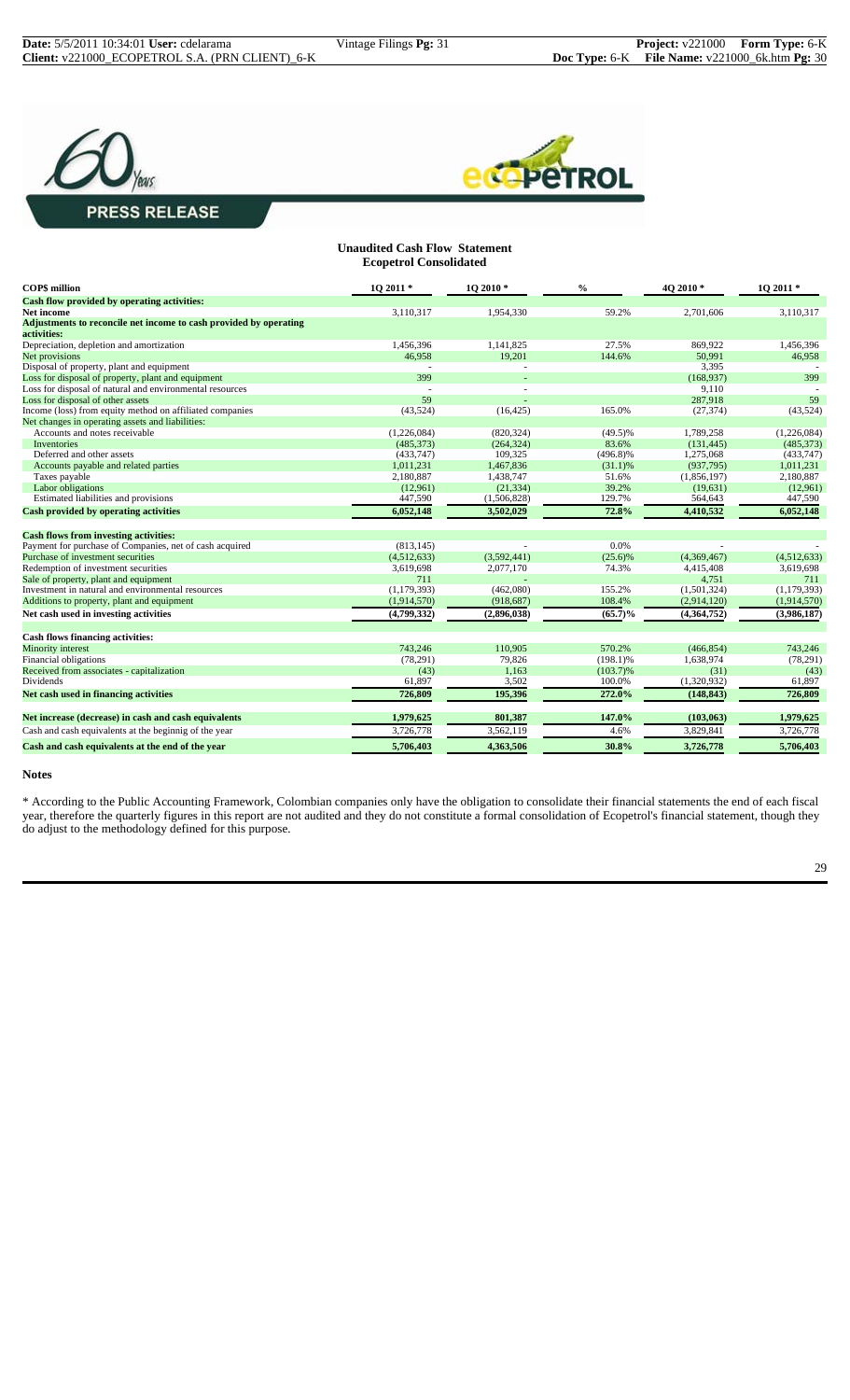**PRESS RELEASE**

**Unaudited Cash Flow Statement**
**Ecopetrol Consolidated**

| COP$ million | 1Q 2011 * | 1Q 2010 * | % | 4Q 2010 * | 1Q 2011 * |
|---|---|---|---|---|---|
| **Cash flow provided by operating activities:** | | | | | |
| **Net income** | 3,110,317 | 1,954,330 | 59.2% | 2,701,606 | 3,110,317 |
| **Adjustments to reconcile net income to cash provided by operating activities:** | | | | | |
| Depreciation, depletion and amortization | 1,456,396 | 1,141,825 | 27.5% | 869,922 | 1,456,396 |
| Net provisions | 46,958 | 19,201 | 144.6% | 50,991 | 46,958 |
| Disposal of property, plant and equipment | - | - | | 3,395 | - |
| Loss for disposal of property, plant and equipment | 399 | - | | (168,937) | 399 |
| Loss for disposal of natural and environmental resources | - | - | | 9,110 | - |
| Loss for disposal of other assets | 59 | - | | 287,918 | 59 |
| Income (loss) from equity method on affiliated companies | (43,524) | (16,425) | 165.0% | (27,374) | (43,524) |
| Net changes in operating assets and liabilities: | | | | | |
| Accounts and notes receivable | (1,226,084) | (820,324) | (49.5)% | 1,789,258 | (1,226,084) |
| Inventories | (485,373) | (264,324) | 83.6% | (131,445) | (485,373) |
| Deferred and other assets | (433,747) | 109,325 | (496.8)% | 1,275,068 | (433,747) |
| Accounts payable and related parties | 1,011,231 | 1,467,836 | (31.1)% | (937,795) | 1,011,231 |
| Taxes payable | 2,180,887 | 1,438,747 | 51.6% | (1,856,197) | 2,180,887 |
| Labor obligations | (12,961) | (21,334) | 39.2% | (19,631) | (12,961) |
| Estimated liabilities and provisions | 447,590 | (1,506,828) | 129.7% | 564,643 | 447,590 |
| **Cash provided by operating activities** | **6,052,148** | **3,502,029** | **72.8%** | **4,410,532** | **6,052,148** |
| **Cash flows from investing activities:** | | | | | |
| Payment for purchase of Companies, net of cash acquired | (813,145) | - | 0.0% | - | - |
| Purchase of investment securities | (4,512,633) | (3,592,441) | (25.6)% | (4,369,467) | (4,512,633) |
| Redemption of investment securities | 3,619,698 | 2,077,170 | 74.3% | 4,415,408 | 3,619,698 |
| Sale of property, plant and equipment | 711 | - | | 4,751 | 711 |
| Investment in natural and environmental resources | (1,179,393) | (462,080) | 155.2% | (1,501,324) | (1,179,393) |
| Additions to property, plant and equipment | (1,914,570) | (918,687) | 108.4% | (2,914,120) | (1,914,570) |
| **Net cash used in investing activities** | **(4,799,332)** | **(2,896,038)** | **(65.7)%** | **(4,364,752)** | **(3,986,187)** |
| **Cash flows financing activities:** | | | | | |
| Minority interest | 743,246 | 110,905 | 570.2% | (466,854) | 743,246 |
| Financial obligations | (78,291) | 79,826 | (198.1)% | 1,638,974 | (78,291) |
| Received from associates - capitalization | (43) | 1,163 | (103.7)% | (31) | (43) |
| Dividends | 61,897 | 3,502 | 100.0% | (1,320,932) | 61,897 |
| **Net cash used in financing activities** | **726,809** | **195,396** | **272.0%** | **(148,843)** | **726,809** |
| **Net increase (decrease) in cash and cash equivalents** | **1,979,625** | **801,387** | **147.0%** | **(103,063)** | **1,979,625** |
| Cash and cash equivalents at the beginnig of the year | 3,726,778 | 3,562,119 | 4.6% | 3,829,841 | 3,726,778 |
| **Cash and cash equivalents at the end of the year** | **5,706,403** | **4,363,506** | **30.8%** | **3,726,778** | **5,706,403** |

**Notes**

* According to the Public Accounting Framework, Colombian companies only have the obligation to consolidate their financial statements the end of each fiscal year, therefore the quarterly figures in this report are not audited and they do not constitute a formal consolidation of Ecopetrol's financial statement, though they do adjust to the methodology defined for this purpose.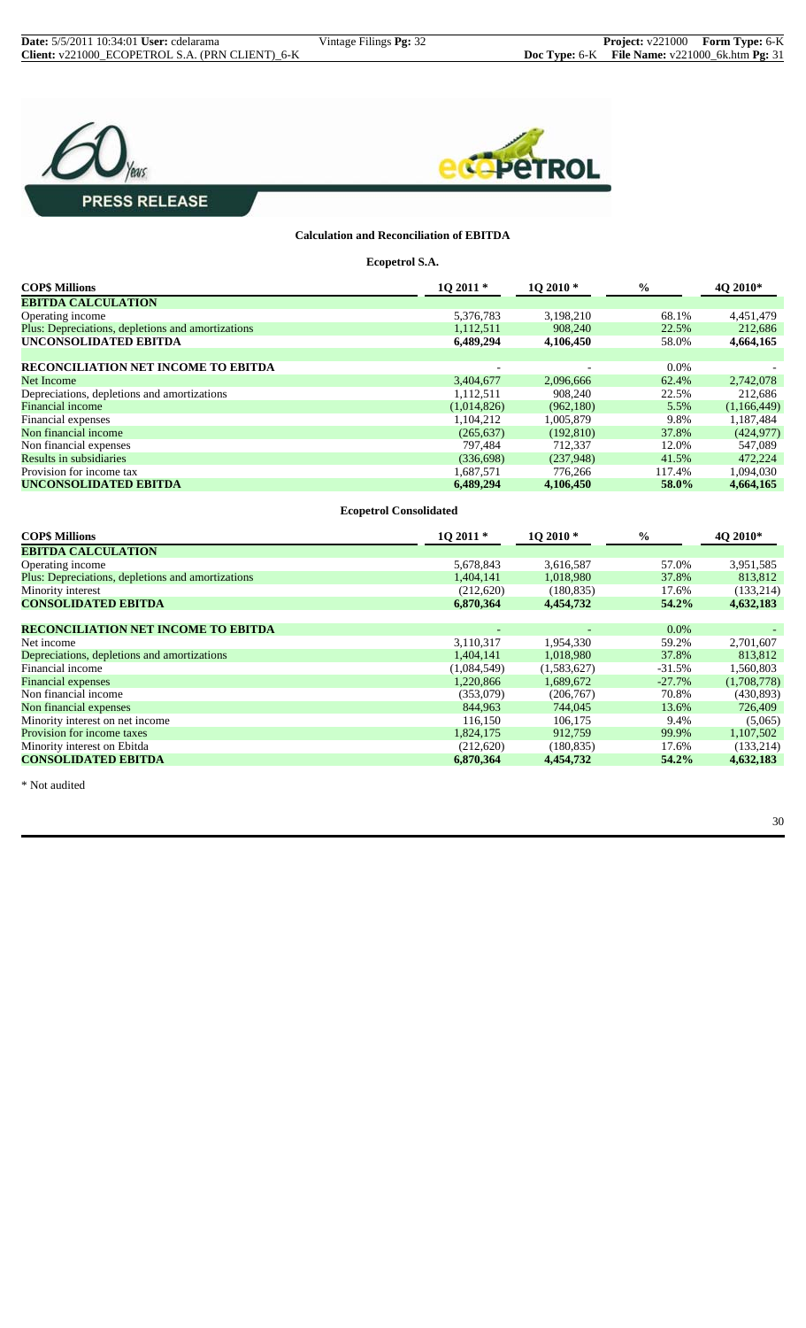PRESS RELEASE

**Calculation and Reconciliation of EBITDA**

**Ecopetrol S.A.**

| **COP$ Millions** | **1Q 2011 \*** | **1Q 2010 \*** | **%** | **4Q 2010\*** |
|---|---|---|---|---|
| **EBITDA CALCULATION** | | | | |
| Operating income | 5,376,783 | 3,198,210 | 68.1% | 4,451,479 |
| Plus: Depreciations, depletions and amortizations | 1,112,511 | 908,240 | 22.5% | 212,686 |
| **UNCONSOLIDATED EBITDA** | **6,489,294** | **4,106,450** | **58.0%** | **4,664,165** |
| | | | | |
| **RECONCILIATION NET INCOME TO EBITDA** | - | - | 0.0% | - |
| Net Income | 3,404,677 | 2,096,666 | 62.4% | 2,742,078 |
| Depreciations, depletions and amortizations | 1,112,511 | 908,240 | 22.5% | 212,686 |
| Financial income | (1,014,826) | (962,180) | 5.5% | (1,166,449) |
| Financial expenses | 1,104,212 | 1,005,879 | 9.8% | 1,187,484 |
| Non financial income | (265,637) | (192,810) | 37.8% | (424,977) |
| Non financial expenses | 797,484 | 712,337 | 12.0% | 547,089 |
| Results in subsidiaries | (336,698) | (237,948) | 41.5% | 472,224 |
| Provision for income tax | 1,687,571 | 776,266 | 117.4% | 1,094,030 |
| **UNCONSOLIDATED EBITDA** | **6,489,294** | **4,106,450** | **58.0%** | **4,664,165** |

**Ecopetrol Consolidated**

| **COP$ Millions** | **1Q 2011 \*** | **1Q 2010 \*** | **%** | **4Q 2010\*** |
|---|---|---|---|---|
| **EBITDA CALCULATION** | | | | |
| Operating income | 5,678,843 | 3,616,587 | 57.0% | 3,951,585 |
| Plus: Depreciations, depletions and amortizations | 1,404,141 | 1,018,980 | 37.8% | 813,812 |
| Minority interest | (212,620) | (180,835) | 17.6% | (133,214) |
| **CONSOLIDATED EBITDA** | **6,870,364** | **4,454,732** | **54.2%** | **4,632,183** |
| | | | | |
| **RECONCILIATION NET INCOME TO EBITDA** | - | - | 0.0% | - |
| Net income | 3,110,317 | 1,954,330 | 59.2% | 2,701,607 |
| Depreciations, depletions and amortizations | 1,404,141 | 1,018,980 | 37.8% | 813,812 |
| Financial income | (1,084,549) | (1,583,627) | -31.5% | 1,560,803 |
| Financial expenses | 1,220,866 | 1,689,672 | -27.7% | (1,708,778) |
| Non financial income | (353,079) | (206,767) | 70.8% | (430,893) |
| Non financial expenses | 844,963 | 744,045 | 13.6% | 726,409 |
| Minority interest on net income | 116,150 | 106,175 | 9.4% | (5,065) |
| Provision for income taxes | 1,824,175 | 912,759 | 99.9% | 1,107,502 |
| Minority interest on Ebitda | (212,620) | (180,835) | 17.6% | (133,214) |
| **CONSOLIDATED EBITDA** | **6,870,364** | **4,454,732** | **54.2%** | **4,632,183** |

\* Not audited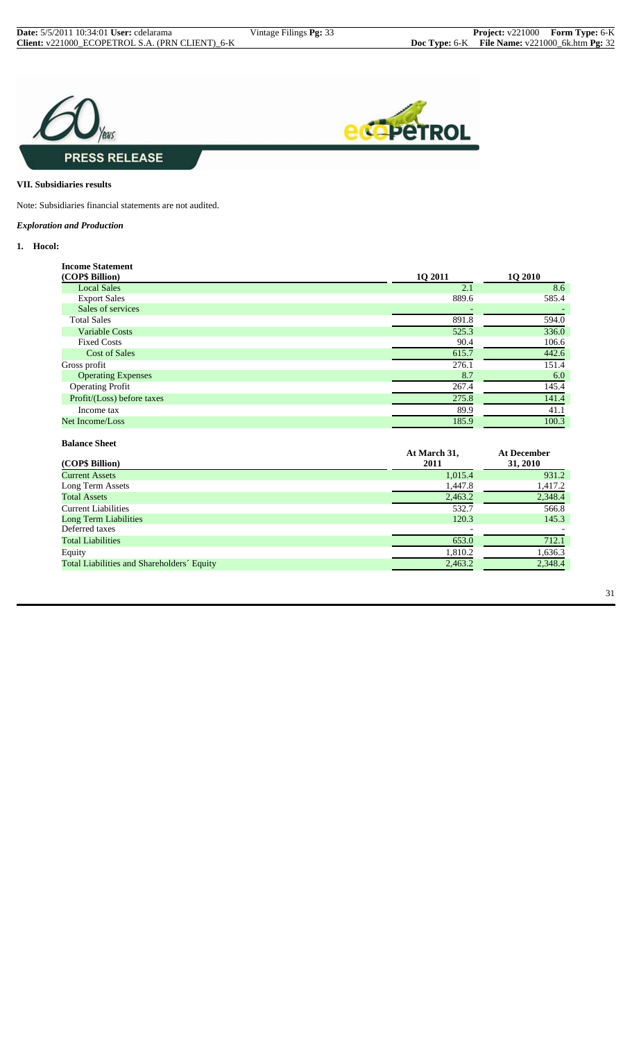**PRESS RELEASE**

### VII. Subsidiaries results

Note: Subsidiaries financial statements are not audited.

***Exploration and Production***

**1. Hocol:**

**Income Statement**

| (COP$ Billion) | 1Q 2011 | 1Q 2010 |
|---|---|---|
| Local Sales | 2.1 | 8.6 |
| Export Sales | 889.6 | 585.4 |
| Sales of services | - | - |
| Total Sales | 891.8 | 594.0 |
| Variable Costs | 525.3 | 336.0 |
| Fixed Costs | 90.4 | 106.6 |
| Cost of Sales | 615.7 | 442.6 |
| Gross profit | 276.1 | 151.4 |
| Operating Expenses | 8.7 | 6.0 |
| Operating Profit | 267.4 | 145.4 |
| Profit/(Loss) before taxes | 275.8 | 141.4 |
| Income tax | 89.9 | 41.1 |
| Net Income/Loss | 185.9 | 100.3 |

**Balance Sheet**

| (COP$ Billion) | At March 31, 2011 | At December 31, 2010 |
|---|---|---|
| Current Assets | 1,015.4 | 931.2 |
| Long Term Assets | 1,447.8 | 1,417.2 |
| Total Assets | 2,463.2 | 2,348.4 |
| Current Liabilities | 532.7 | 566.8 |
| Long Term Liabilities | 120.3 | 145.3 |
| Deferred taxes | - | - |
| Total Liabilities | 653.0 | 712.1 |
| Equity | 1,810.2 | 1,636.3 |
| Total Liabilities and Shareholders´ Equity | 2,463.2 | 2,348.4 |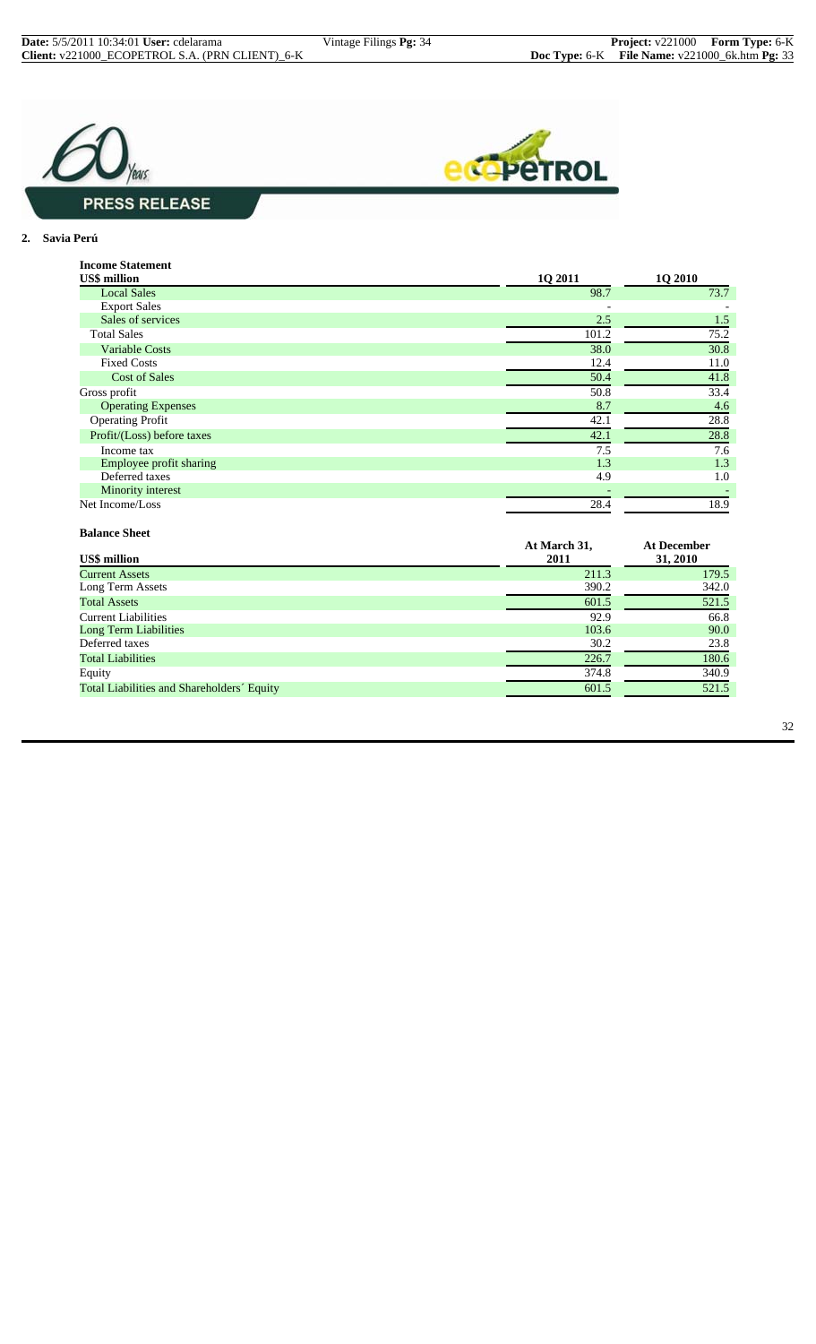## 2. Savia Perú

**Income Statement**

| US$ million | 1Q 2011 | 1Q 2010 |
|---|---|---|
| Local Sales | 98.7 | 73.7 |
| Export Sales | - | - |
| Sales of services | 2.5 | 1.5 |
| Total Sales | 101.2 | 75.2 |
| Variable Costs | 38.0 | 30.8 |
| Fixed Costs | 12.4 | 11.0 |
| Cost of Sales | 50.4 | 41.8 |
| Gross profit | 50.8 | 33.4 |
| Operating Expenses | 8.7 | 4.6 |
| Operating Profit | 42.1 | 28.8 |
| Profit/(Loss) before taxes | 42.1 | 28.8 |
| Income tax | 7.5 | 7.6 |
| Employee profit sharing | 1.3 | 1.3 |
| Deferred taxes | 4.9 | 1.0 |
| Minority interest | - | - |
| Net Income/Loss | 28.4 | 18.9 |

**Balance Sheet**

| US$ million | At March 31, 2011 | At December 31, 2010 |
|---|---|---|
| Current Assets | 211.3 | 179.5 |
| Long Term Assets | 390.2 | 342.0 |
| Total Assets | 601.5 | 521.5 |
| Current Liabilities | 92.9 | 66.8 |
| Long Term Liabilities | 103.6 | 90.0 |
| Deferred taxes | 30.2 | 23.8 |
| Total Liabilities | 226.7 | 180.6 |
| Equity | 374.8 | 340.9 |
| Total Liabilities and Shareholders´ Equity | 601.5 | 521.5 |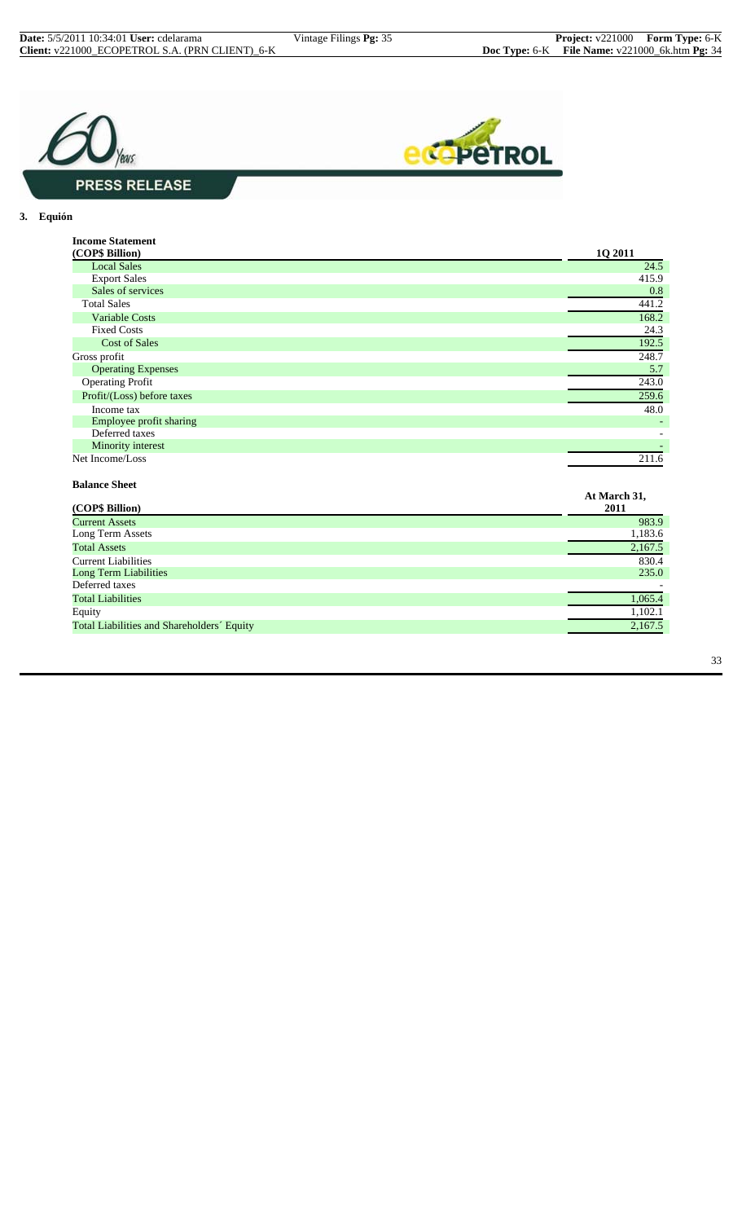**PRESS RELEASE**

### 3. Equión

**Income Statement**

| (COP$ Billion) | 1Q 2011 |
|---|---|
| Local Sales | 24.5 |
| Export Sales | 415.9 |
| Sales of services | 0.8 |
| Total Sales | 441.2 |
| Variable Costs | 168.2 |
| Fixed Costs | 24.3 |
| Cost of Sales | 192.5 |
| Gross profit | 248.7 |
| Operating Expenses | 5.7 |
| Operating Profit | 243.0 |
| Profit/(Loss) before taxes | 259.6 |
| Income tax | 48.0 |
| Employee profit sharing | - |
| Deferred taxes | - |
| Minority interest | - |
| Net Income/Loss | 211.6 |

**Balance Sheet**

| (COP$ Billion) | At March 31, 2011 |
|---|---|
| Current Assets | 983.9 |
| Long Term Assets | 1,183.6 |
| Total Assets | 2,167.5 |
| Current Liabilities | 830.4 |
| Long Term Liabilities | 235.0 |
| Deferred taxes | - |
| Total Liabilities | 1,065.4 |
| Equity | 1,102.1 |
| Total Liabilities and Shareholders´ Equity | 2,167.5 |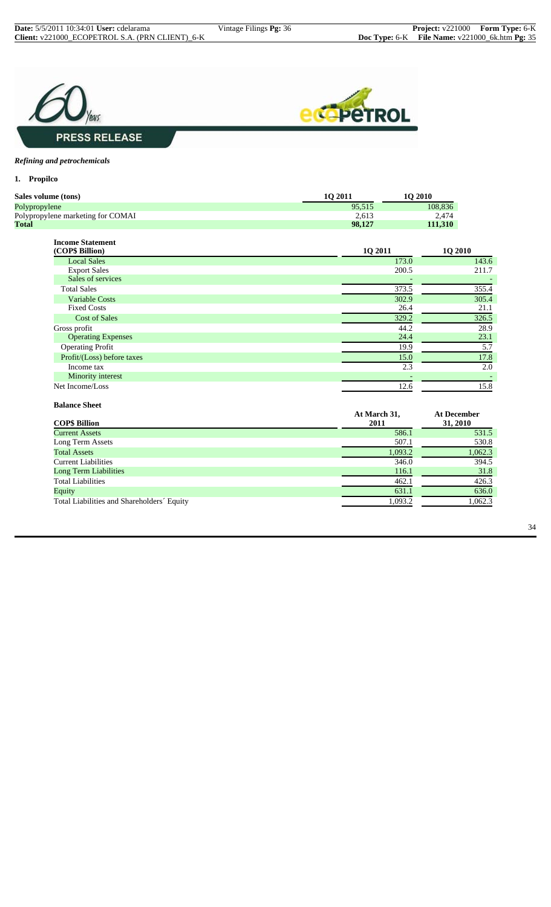*Refining and petrochemicals*

**1. Propilco**

| Sales volume (tons) | 1Q 2011 | 1Q 2010 |
|---|---|---|
| Polypropylene | 95,515 | 108,836 |
| Polypropylene marketing for COMAI | 2,613 | 2,474 |
| **Total** | **98,127** | **111,310** |

| Income Statement (COP$ Billion) | 1Q 2011 | 1Q 2010 |
|---|---|---|
| Local Sales | 173.0 | 143.6 |
| Export Sales | 200.5 | 211.7 |
| Sales of services | - | - |
| Total Sales | 373.5 | 355.4 |
| Variable Costs | 302.9 | 305.4 |
| Fixed Costs | 26.4 | 21.1 |
| Cost of Sales | 329.2 | 326.5 |
| Gross profit | 44.2 | 28.9 |
| Operating Expenses | 24.4 | 23.1 |
| Operating Profit | 19.9 | 5.7 |
| Profit/(Loss) before taxes | 15.0 | 17.8 |
| Income tax | 2.3 | 2.0 |
| Minority interest | - | - |
| Net Income/Loss | 12.6 | 15.8 |

**Balance Sheet**

| COP$ Billion | At March 31, 2011 | At December 31, 2010 |
|---|---|---|
| Current Assets | 586.1 | 531.5 |
| Long Term Assets | 507.1 | 530.8 |
| Total Assets | 1,093.2 | 1,062.3 |
| Current Liabilities | 346.0 | 394.5 |
| Long Term Liabilities | 116.1 | 31.8 |
| Total Liabilities | 462.1 | 426.3 |
| Equity | 631.1 | 636.0 |
| Total Liabilities and Shareholders´ Equity | 1,093.2 | 1,062.3 |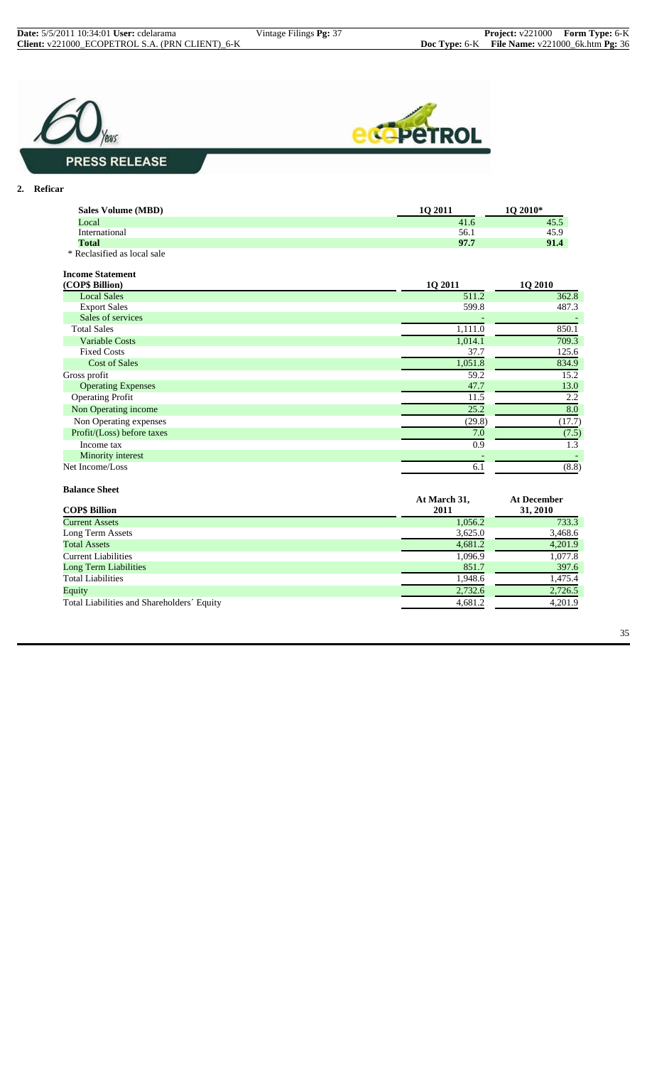**PRESS RELEASE**

## 2. Reficar

| Sales Volume (MBD) | 1Q 2011 | 1Q 2010* |
|---|---|---|
| Local | 41.6 | 45.5 |
| International | 56.1 | 45.9 |
| **Total** | **97.7** | **91.4** |

\* Reclassified as local sale

**Income Statement**

| (COP$ Billion) | 1Q 2011 | 1Q 2010 |
|---|---|---|
| Local Sales | 511.2 | 362.8 |
| Export Sales | 599.8 | 487.3 |
| Sales of services | - | - |
| Total Sales | 1,111.0 | 850.1 |
| Variable Costs | 1,014.1 | 709.3 |
| Fixed Costs | 37.7 | 125.6 |
| Cost of Sales | 1,051.8 | 834.9 |
| Gross profit | 59.2 | 15.2 |
| Operating Expenses | 47.7 | 13.0 |
| Operating Profit | 11.5 | 2.2 |
| Non Operating income | 25.2 | 8.0 |
| Non Operating expenses | (29.8) | (17.7) |
| Profit/(Loss) before taxes | 7.0 | (7.5) |
| Income tax | 0.9 | 1.3 |
| Minority interest | - | - |
| Net Income/Loss | 6.1 | (8.8) |

**Balance Sheet**

| COP$ Billion | At March 31, 2011 | At December 31, 2010 |
|---|---|---|
| Current Assets | 1,056.2 | 733.3 |
| Long Term Assets | 3,625.0 | 3,468.6 |
| Total Assets | 4,681.2 | 4,201.9 |
| Current Liabilities | 1,096.9 | 1,077.8 |
| Long Term Liabilities | 851.7 | 397.6 |
| Total Liabilities | 1,948.6 | 1,475.4 |
| Equity | 2,732.6 | 2,726.5 |
| Total Liabilities and Shareholders´ Equity | 4,681.2 | 4,201.9 |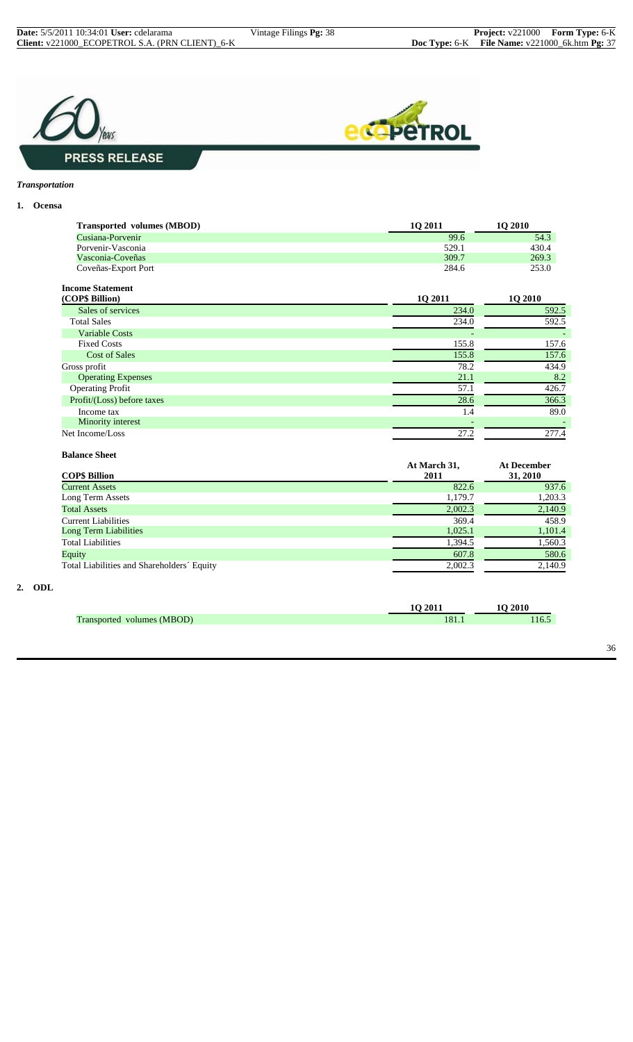**PRESS RELEASE**

*Transportation*

**1. Ocensa**

| Transported volumes (MBOD) | 1Q 2011 | 1Q 2010 |
|---|---|---|
| Cusiana-Porvenir | 99.6 | 54.3 |
| Porvenir-Vasconia | 529.1 | 430.4 |
| Vasconia-Coveñas | 309.7 | 269.3 |
| Coveñas-Export Port | 284.6 | 253.0 |

| Income Statement (COP$ Billion) | 1Q 2011 | 1Q 2010 |
|---|---|---|
| Sales of services | 234.0 | 592.5 |
| Total Sales | 234.0 | 592.5 |
| Variable Costs | - | - |
| Fixed Costs | 155.8 | 157.6 |
| Cost of Sales | 155.8 | 157.6 |
| Gross profit | 78.2 | 434.9 |
| Operating Expenses | 21.1 | 8.2 |
| Operating Profit | 57.1 | 426.7 |
| Profit/(Loss) before taxes | 28.6 | 366.3 |
| Income tax | 1.4 | 89.0 |
| Minority interest | - | - |
| Net Income/Loss | 27.2 | 277.4 |

**Balance Sheet**

| COP$ Billion | At March 31, 2011 | At December 31, 2010 |
|---|---|---|
| Current Assets | 822.6 | 937.6 |
| Long Term Assets | 1,179.7 | 1,203.3 |
| Total Assets | 2,002.3 | 2,140.9 |
| Current Liabilities | 369.4 | 458.9 |
| Long Term Liabilities | 1,025.1 | 1,101.4 |
| Total Liabilities | 1,394.5 | 1,560.3 |
| Equity | 607.8 | 580.6 |
| Total Liabilities and Shareholders´ Equity | 2,002.3 | 2,140.9 |

**2. ODL**

| | 1Q 2011 | 1Q 2010 |
|---|---|---|
| Transported volumes (MBOD) | 181.1 | 116.5 |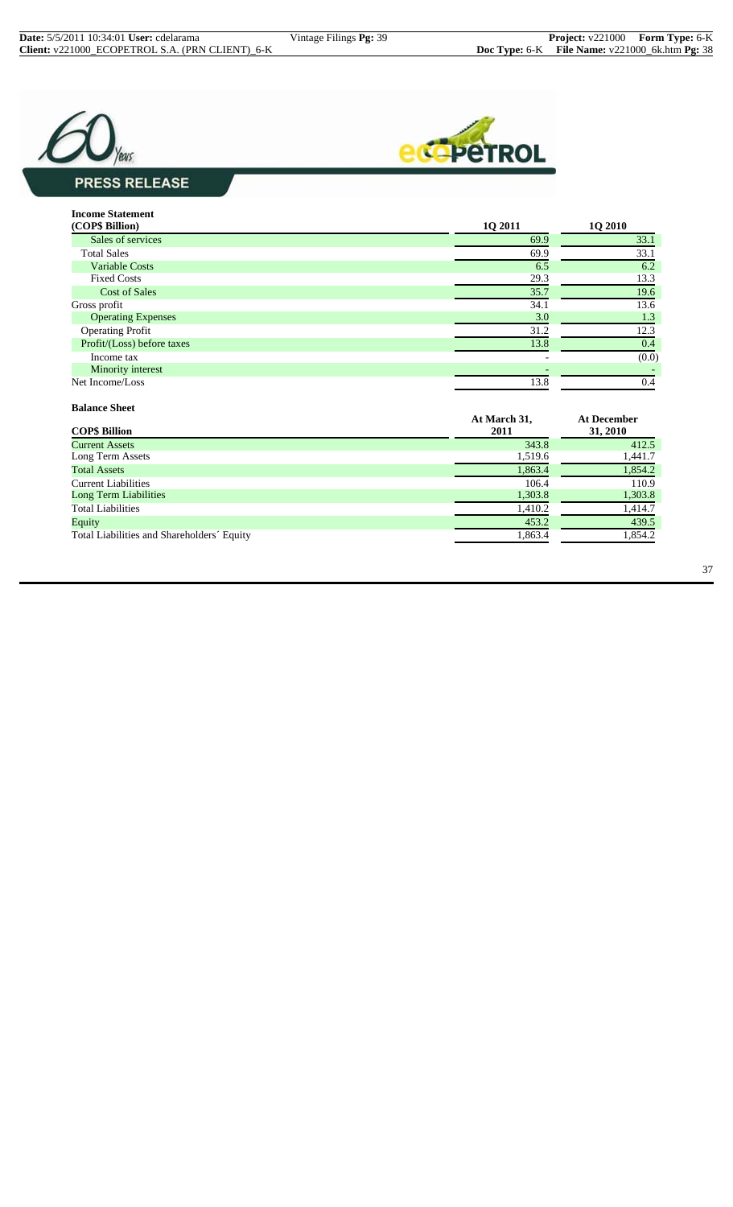**PRESS RELEASE**

**Income Statement**

| (COP$ Billion) | 1Q 2011 | 1Q 2010 |
|---|---|---|
| Sales of services | 69.9 | 33.1 |
| Total Sales | 69.9 | 33.1 |
| Variable Costs | 6.5 | 6.2 |
| Fixed Costs | 29.3 | 13.3 |
| Cost of Sales | 35.7 | 19.6 |
| Gross profit | 34.1 | 13.6 |
| Operating Expenses | 3.0 | 1.3 |
| Operating Profit | 31.2 | 12.3 |
| Profit/(Loss) before taxes | 13.8 | 0.4 |
| Income tax | - | (0.0) |
| Minority interest | - | - |
| Net Income/Loss | 13.8 | 0.4 |

**Balance Sheet**

| COP$ Billion | At March 31, 2011 | At December 31, 2010 |
|---|---|---|
| Current Assets | 343.8 | 412.5 |
| Long Term Assets | 1,519.6 | 1,441.7 |
| Total Assets | 1,863.4 | 1,854.2 |
| Current Liabilities | 106.4 | 110.9 |
| Long Term Liabilities | 1,303.8 | 1,303.8 |
| Total Liabilities | 1,410.2 | 1,414.7 |
| Equity | 453.2 | 439.5 |
| Total Liabilities and Shareholders´ Equity | 1,863.4 | 1,854.2 |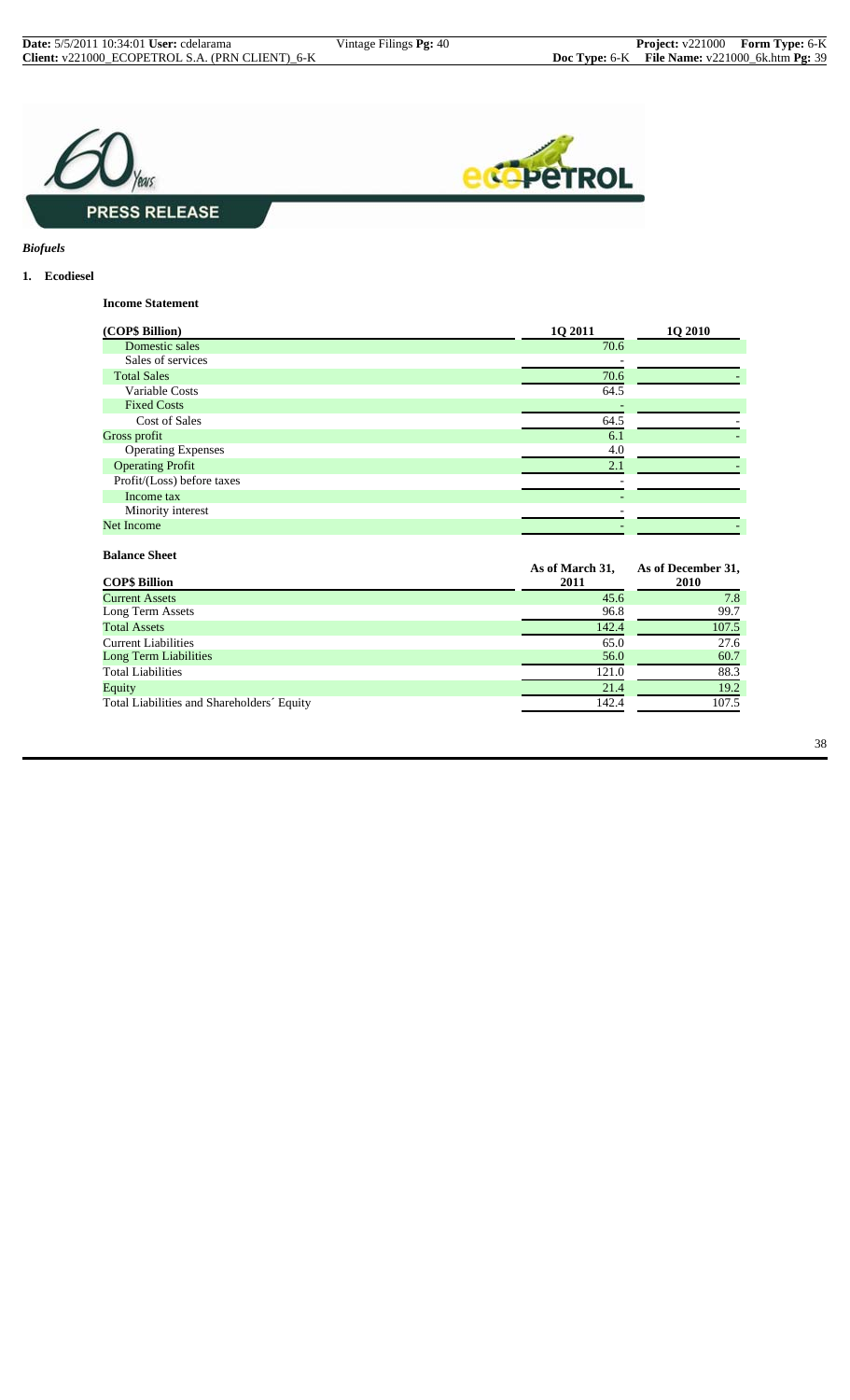*Biofuels*

**1. Ecodiesel**

**Income Statement**

| (COP$ Billion) | 1Q 2011 | 1Q 2010 |
|---|---|---|
| Domestic sales | 70.6 | |
| Sales of services | - | |
| Total Sales | 70.6 | - |
| Variable Costs | 64.5 | |
| Fixed Costs | - | |
| Cost of Sales | 64.5 | - |
| Gross profit | 6.1 | - |
| Operating Expenses | 4.0 | |
| Operating Profit | 2.1 | - |
| Profit/(Loss) before taxes | - | |
| Income tax | - | |
| Minority interest | - | |
| Net Income | - | - |

**Balance Sheet**

| COP$ Billion | As of March 31, 2011 | As of December 31, 2010 |
|---|---|---|
| Current Assets | 45.6 | 7.8 |
| Long Term Assets | 96.8 | 99.7 |
| Total Assets | 142.4 | 107.5 |
| Current Liabilities | 65.0 | 27.6 |
| Long Term Liabilities | 56.0 | 60.7 |
| Total Liabilities | 121.0 | 88.3 |
| Equity | 21.4 | 19.2 |
| Total Liabilities and Shareholders´ Equity | 142.4 | 107.5 |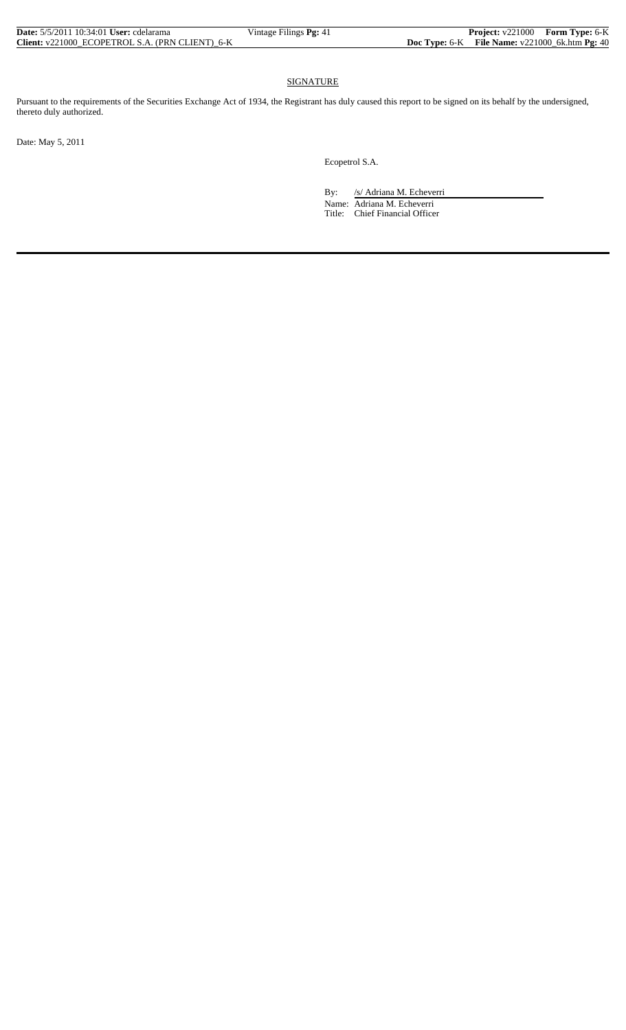## SIGNATURE

Pursuant to the requirements of the Securities Exchange Act of 1934, the Registrant has duly caused this report to be signed on its behalf by the undersigned, thereto duly authorized.

Date: May 5, 2011

Ecopetrol S.A.

By: /s/ Adriana M. Echeverri

Name: Adriana M. Echeverri

Title: Chief Financial Officer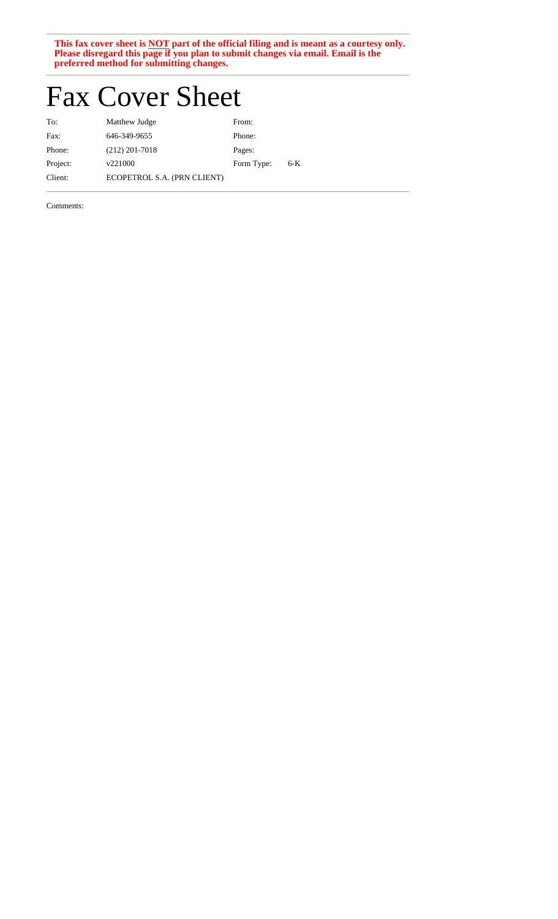**This fax cover sheet is <u>NOT</u> part of the official filing and is meant as a courtesy only. Please disregard this page if you plan to submit changes via email. Email is the preferred method for submitting changes.**

# Fax Cover Sheet

| | | | |
|---|---|---|---|
| To: | Matthew Judge | From: | |
| Fax: | 646-349-9655 | Phone: | |
| Phone: | (212) 201-7018 | Pages: | |
| Project: | v221000 | Form Type: | 6-K |
| Client: | ECOPETROL S.A. (PRN CLIENT) | | |

Comments: